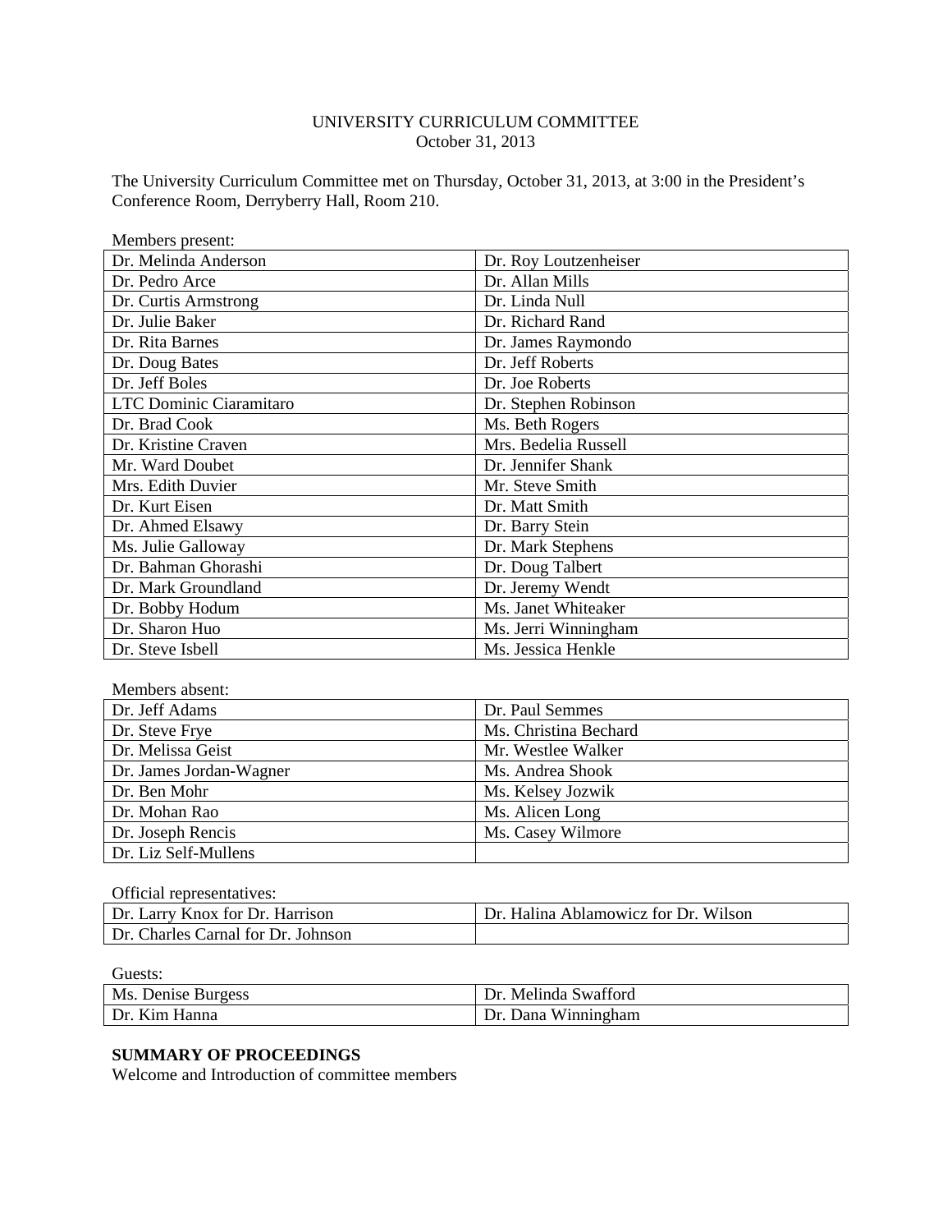UNIVERSITY CURRICULUM COMMITTEE
October 31, 2013

The University Curriculum Committee met on Thursday, October 31, 2013, at 3:00 in the President's Conference Room, Derryberry Hall, Room 210.

Members present:

| | |
|---|---|
| Dr. Melinda Anderson | Dr. Roy Loutzenheiser |
| Dr. Pedro Arce | Dr. Allan Mills |
| Dr. Curtis Armstrong | Dr. Linda Null |
| Dr. Julie Baker | Dr. Richard Rand |
| Dr. Rita Barnes | Dr. James Raymondo |
| Dr. Doug Bates | Dr. Jeff Roberts |
| Dr. Jeff Boles | Dr. Joe Roberts |
| LTC Dominic Ciaramitaro | Dr. Stephen Robinson |
| Dr. Brad Cook | Ms. Beth Rogers |
| Dr. Kristine Craven | Mrs. Bedelia Russell |
| Mr. Ward Doubet | Dr. Jennifer Shank |
| Mrs. Edith Duvier | Mr. Steve Smith |
| Dr. Kurt Eisen | Dr. Matt Smith |
| Dr. Ahmed Elsawy | Dr. Barry Stein |
| Ms. Julie Galloway | Dr. Mark Stephens |
| Dr. Bahman Ghorashi | Dr. Doug Talbert |
| Dr. Mark Groundland | Dr. Jeremy Wendt |
| Dr. Bobby Hodum | Ms. Janet Whiteaker |
| Dr. Sharon Huo | Ms. Jerri Winningham |
| Dr. Steve Isbell | Ms. Jessica Henkle |

Members absent:

| | |
|---|---|
| Dr. Jeff Adams | Dr. Paul Semmes |
| Dr. Steve Frye | Ms. Christina Bechard |
| Dr. Melissa Geist | Mr. Westlee Walker |
| Dr. James Jordan-Wagner | Ms. Andrea Shook |
| Dr. Ben Mohr | Ms. Kelsey Jozwik |
| Dr. Mohan Rao | Ms. Alicen Long |
| Dr. Joseph Rencis | Ms. Casey Wilmore |
| Dr. Liz Self-Mullens | |

Official representatives:

| | |
|---|---|
| Dr. Larry Knox for Dr. Harrison | Dr. Halina Ablamowicz for Dr. Wilson |
| Dr. Charles Carnal for Dr. Johnson | |

Guests:

| | |
|---|---|
| Ms. Denise Burgess | Dr. Melinda Swafford |
| Dr. Kim Hanna | Dr. Dana Winningham |

**SUMMARY OF PROCEEDINGS**

Welcome and Introduction of committee members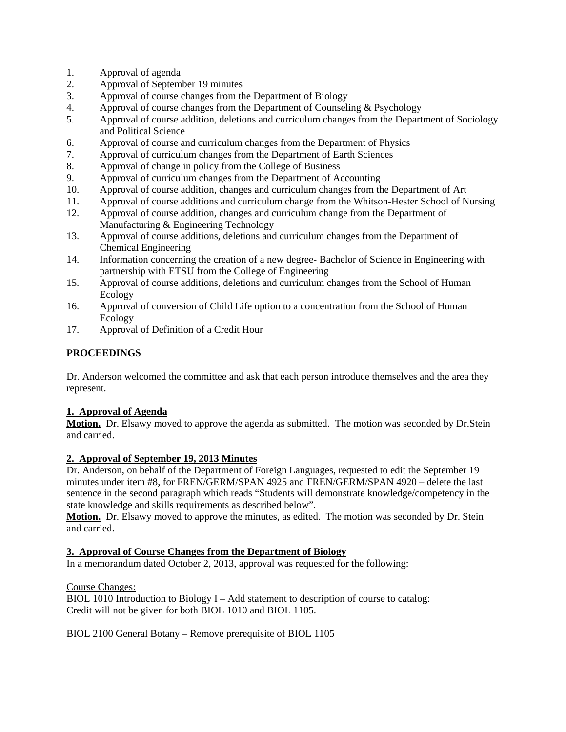1. Approval of agenda
2. Approval of September 19 minutes
3. Approval of course changes from the Department of Biology
4. Approval of course changes from the Department of Counseling & Psychology
5. Approval of course addition, deletions and curriculum changes from the Department of Sociology and Political Science
6. Approval of course and curriculum changes from the Department of Physics
7. Approval of curriculum changes from the Department of Earth Sciences
8. Approval of change in policy from the College of Business
9. Approval of curriculum changes from the Department of Accounting
10. Approval of course addition, changes and curriculum changes from the Department of Art
11. Approval of course additions and curriculum change from the Whitson-Hester School of Nursing
12. Approval of course addition, changes and curriculum change from the Department of Manufacturing & Engineering Technology
13. Approval of course additions, deletions and curriculum changes from the Department of Chemical Engineering
14. Information concerning the creation of a new degree- Bachelor of Science in Engineering with partnership with ETSU from the College of Engineering
15. Approval of course additions, deletions and curriculum changes from the School of Human Ecology
16. Approval of conversion of Child Life option to a concentration from the School of Human Ecology
17. Approval of Definition of a Credit Hour

**PROCEEDINGS**

Dr. Anderson welcomed the committee and ask that each person introduce themselves and the area they represent.

**1. Approval of Agenda**

**Motion.** Dr. Elsawy moved to approve the agenda as submitted. The motion was seconded by Dr.Stein and carried.

**2. Approval of September 19, 2013 Minutes**

Dr. Anderson, on behalf of the Department of Foreign Languages, requested to edit the September 19 minutes under item #8, for FREN/GERM/SPAN 4925 and FREN/GERM/SPAN 4920 – delete the last sentence in the second paragraph which reads "Students will demonstrate knowledge/competency in the state knowledge and skills requirements as described below".

**Motion.** Dr. Elsawy moved to approve the minutes, as edited. The motion was seconded by Dr. Stein and carried.

**3. Approval of Course Changes from the Department of Biology**

In a memorandum dated October 2, 2013, approval was requested for the following:

Course Changes:

BIOL 1010 Introduction to Biology I – Add statement to description of course to catalog: Credit will not be given for both BIOL 1010 and BIOL 1105.

BIOL 2100 General Botany – Remove prerequisite of BIOL 1105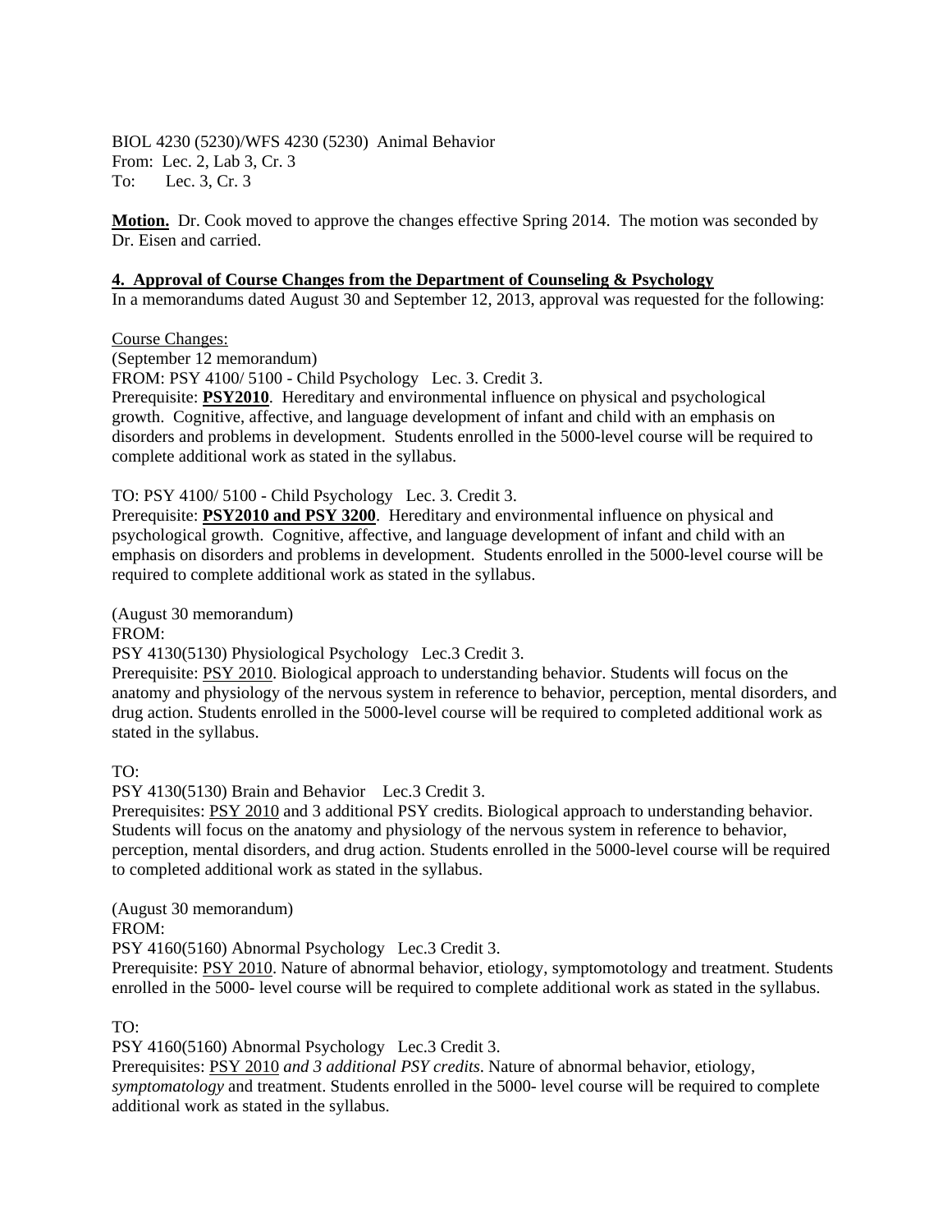BIOL 4230 (5230)/WFS 4230 (5230) Animal Behavior
From: Lec. 2, Lab 3, Cr. 3
To: Lec. 3, Cr. 3

**Motion.** Dr. Cook moved to approve the changes effective Spring 2014. The motion was seconded by Dr. Eisen and carried.

**4. Approval of Course Changes from the Department of Counseling & Psychology**
In a memorandums dated August 30 and September 12, 2013, approval was requested for the following:

Course Changes:
(September 12 memorandum)
FROM: PSY 4100/ 5100 - Child Psychology Lec. 3. Credit 3.
Prerequisite: **PSY2010**. Hereditary and environmental influence on physical and psychological growth. Cognitive, affective, and language development of infant and child with an emphasis on disorders and problems in development. Students enrolled in the 5000-level course will be required to complete additional work as stated in the syllabus.

TO: PSY 4100/ 5100 - Child Psychology Lec. 3. Credit 3.
Prerequisite: **PSY2010 and PSY 3200**. Hereditary and environmental influence on physical and psychological growth. Cognitive, affective, and language development of infant and child with an emphasis on disorders and problems in development. Students enrolled in the 5000-level course will be required to complete additional work as stated in the syllabus.

(August 30 memorandum)
FROM:
PSY 4130(5130) Physiological Psychology Lec.3 Credit 3.
Prerequisite: PSY 2010. Biological approach to understanding behavior. Students will focus on the anatomy and physiology of the nervous system in reference to behavior, perception, mental disorders, and drug action. Students enrolled in the 5000-level course will be required to completed additional work as stated in the syllabus.

TO:
PSY 4130(5130) Brain and Behavior Lec.3 Credit 3.
Prerequisites: PSY 2010 and 3 additional PSY credits. Biological approach to understanding behavior. Students will focus on the anatomy and physiology of the nervous system in reference to behavior, perception, mental disorders, and drug action. Students enrolled in the 5000-level course will be required to completed additional work as stated in the syllabus.

(August 30 memorandum)
FROM:
PSY 4160(5160) Abnormal Psychology Lec.3 Credit 3.
Prerequisite: PSY 2010. Nature of abnormal behavior, etiology, symptomotology and treatment. Students enrolled in the 5000- level course will be required to complete additional work as stated in the syllabus.

TO:
PSY 4160(5160) Abnormal Psychology Lec.3 Credit 3.
Prerequisites: PSY 2010 *and 3 additional PSY credits*. Nature of abnormal behavior, etiology, *symptomatology* and treatment. Students enrolled in the 5000- level course will be required to complete additional work as stated in the syllabus.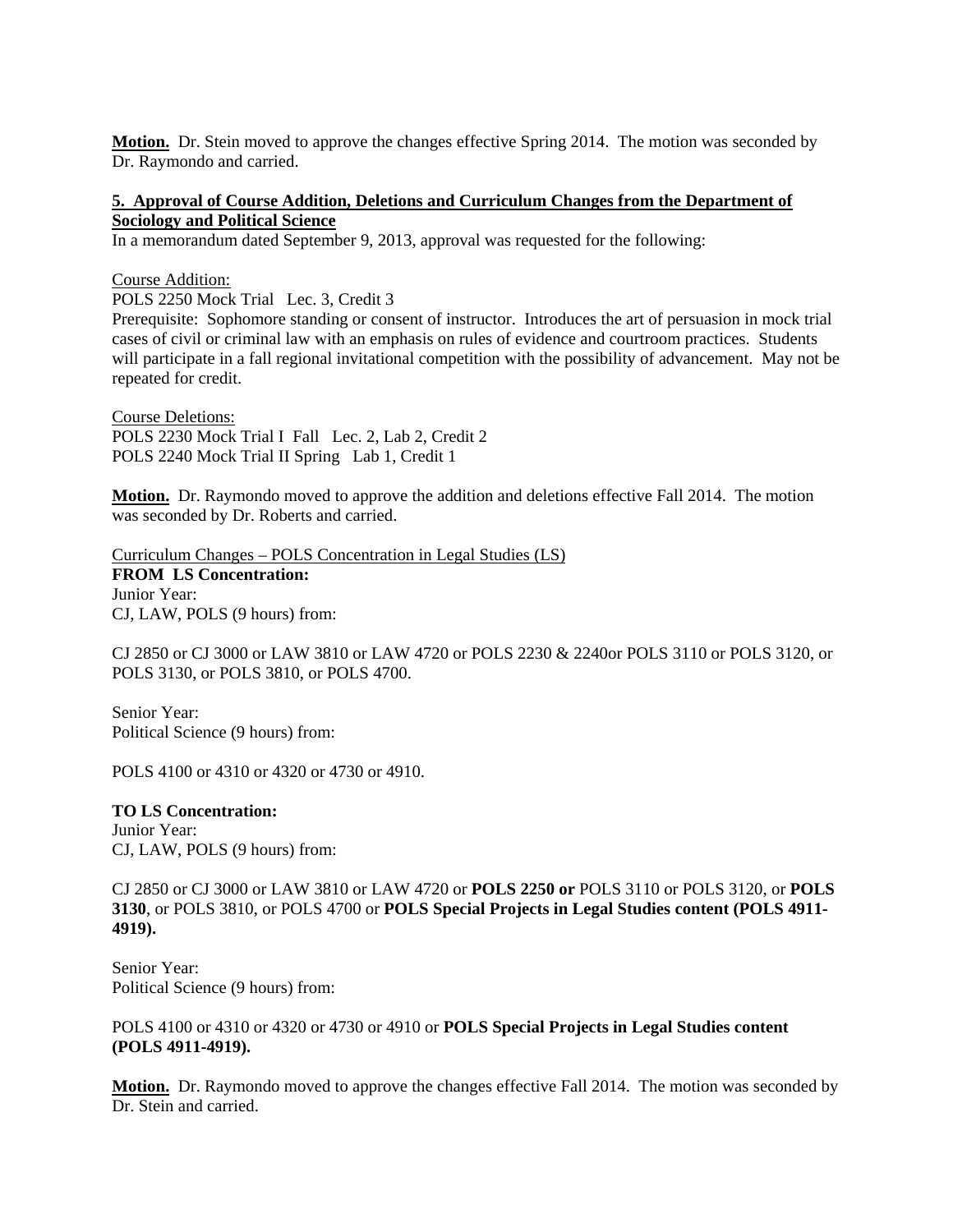**Motion.** Dr. Stein moved to approve the changes effective Spring 2014. The motion was seconded by Dr. Raymondo and carried.

**5. Approval of Course Addition, Deletions and Curriculum Changes from the Department of Sociology and Political Science**

In a memorandum dated September 9, 2013, approval was requested for the following:

Course Addition:

POLS 2250 Mock Trial Lec. 3, Credit 3

Prerequisite: Sophomore standing or consent of instructor. Introduces the art of persuasion in mock trial cases of civil or criminal law with an emphasis on rules of evidence and courtroom practices. Students will participate in a fall regional invitational competition with the possibility of advancement. May not be repeated for credit.

Course Deletions:

POLS 2230 Mock Trial I Fall Lec. 2, Lab 2, Credit 2

POLS 2240 Mock Trial II Spring Lab 1, Credit 1

**Motion.** Dr. Raymondo moved to approve the addition and deletions effective Fall 2014. The motion was seconded by Dr. Roberts and carried.

Curriculum Changes – POLS Concentration in Legal Studies (LS)

**FROM LS Concentration:**

Junior Year:

CJ, LAW, POLS (9 hours) from:

CJ 2850 or CJ 3000 or LAW 3810 or LAW 4720 or POLS 2230 & 2240or POLS 3110 or POLS 3120, or POLS 3130, or POLS 3810, or POLS 4700.

Senior Year:

Political Science (9 hours) from:

POLS 4100 or 4310 or 4320 or 4730 or 4910.

**TO LS Concentration:**

Junior Year:

CJ, LAW, POLS (9 hours) from:

CJ 2850 or CJ 3000 or LAW 3810 or LAW 4720 or **POLS 2250 or** POLS 3110 or POLS 3120, or **POLS 3130**, or POLS 3810, or POLS 4700 or **POLS Special Projects in Legal Studies content (POLS 4911-4919).**

Senior Year:

Political Science (9 hours) from:

POLS 4100 or 4310 or 4320 or 4730 or 4910 or **POLS Special Projects in Legal Studies content (POLS 4911-4919).**

**Motion.** Dr. Raymondo moved to approve the changes effective Fall 2014. The motion was seconded by Dr. Stein and carried.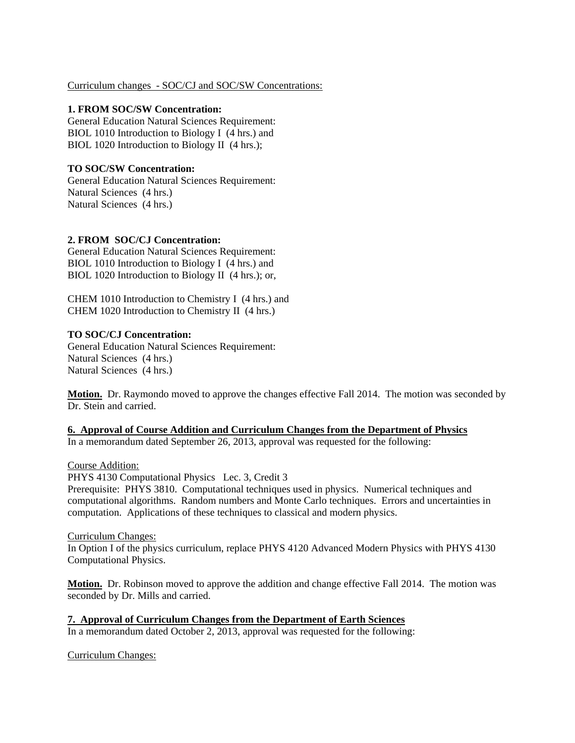Curriculum changes - SOC/CJ and SOC/SW Concentrations:

**1. FROM SOC/SW Concentration:**
General Education Natural Sciences Requirement:
BIOL 1010 Introduction to Biology I (4 hrs.) and
BIOL 1020 Introduction to Biology II (4 hrs.);

**TO SOC/SW Concentration:**
General Education Natural Sciences Requirement:
Natural Sciences (4 hrs.)
Natural Sciences (4 hrs.)

**2. FROM SOC/CJ Concentration:**
General Education Natural Sciences Requirement:
BIOL 1010 Introduction to Biology I (4 hrs.) and
BIOL 1020 Introduction to Biology II (4 hrs.); or,

CHEM 1010 Introduction to Chemistry I (4 hrs.) and
CHEM 1020 Introduction to Chemistry II (4 hrs.)

**TO SOC/CJ Concentration:**
General Education Natural Sciences Requirement:
Natural Sciences (4 hrs.)
Natural Sciences (4 hrs.)

**Motion.** Dr. Raymondo moved to approve the changes effective Fall 2014. The motion was seconded by Dr. Stein and carried.

**6. Approval of Course Addition and Curriculum Changes from the Department of Physics**

In a memorandum dated September 26, 2013, approval was requested for the following:

Course Addition:
PHYS 4130 Computational Physics Lec. 3, Credit 3
Prerequisite: PHYS 3810. Computational techniques used in physics. Numerical techniques and computational algorithms. Random numbers and Monte Carlo techniques. Errors and uncertainties in computation. Applications of these techniques to classical and modern physics.

Curriculum Changes:
In Option I of the physics curriculum, replace PHYS 4120 Advanced Modern Physics with PHYS 4130 Computational Physics.

**Motion.** Dr. Robinson moved to approve the addition and change effective Fall 2014. The motion was seconded by Dr. Mills and carried.

**7. Approval of Curriculum Changes from the Department of Earth Sciences**

In a memorandum dated October 2, 2013, approval was requested for the following:

Curriculum Changes: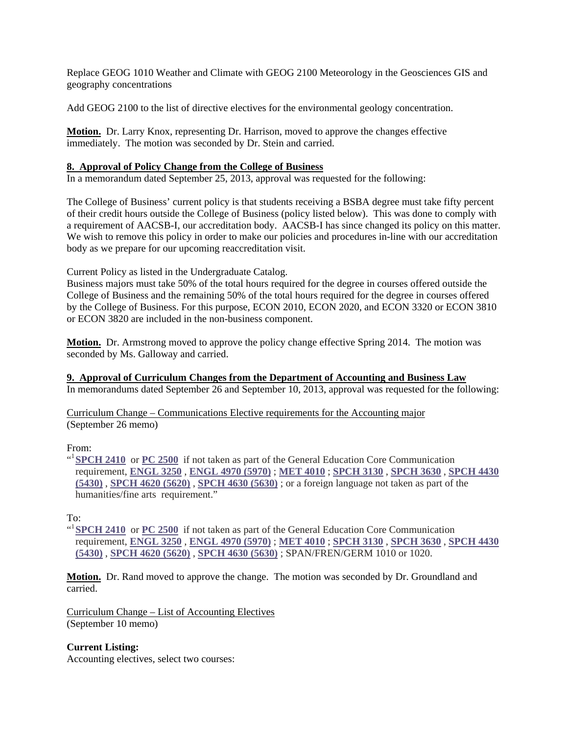Replace GEOG 1010 Weather and Climate with GEOG 2100 Meteorology in the Geosciences GIS and geography concentrations

Add GEOG 2100 to the list of directive electives for the environmental geology concentration.

**Motion.** Dr. Larry Knox, representing Dr. Harrison, moved to approve the changes effective immediately. The motion was seconded by Dr. Stein and carried.

**8. Approval of Policy Change from the College of Business**

In a memorandum dated September 25, 2013, approval was requested for the following:

The College of Business' current policy is that students receiving a BSBA degree must take fifty percent of their credit hours outside the College of Business (policy listed below). This was done to comply with a requirement of AACSB-I, our accreditation body. AACSB-I has since changed its policy on this matter. We wish to remove this policy in order to make our policies and procedures in-line with our accreditation body as we prepare for our upcoming reaccreditation visit.

Current Policy as listed in the Undergraduate Catalog.

Business majors must take 50% of the total hours required for the degree in courses offered outside the College of Business and the remaining 50% of the total hours required for the degree in courses offered by the College of Business. For this purpose, ECON 2010, ECON 2020, and ECON 3320 or ECON 3810 or ECON 3820 are included in the non-business component.

**Motion.** Dr. Armstrong moved to approve the policy change effective Spring 2014. The motion was seconded by Ms. Galloway and carried.

**9. Approval of Curriculum Changes from the Department of Accounting and Business Law**

In memorandums dated September 26 and September 10, 2013, approval was requested for the following:

Curriculum Change – Communications Elective requirements for the Accounting major
(September 26 memo)

From:

"[1] **SPCH 2410** or **PC 2500** if not taken as part of the General Education Core Communication requirement, **ENGL 3250** , **ENGL 4970 (5970)** ; **MET 4010** ; **SPCH 3130** , **SPCH 3630** , **SPCH 4430 (5430)** , **SPCH 4620 (5620)** , **SPCH 4630 (5630)** ; or a foreign language not taken as part of the humanities/fine arts requirement."

To:

"[1] **SPCH 2410** or **PC 2500** if not taken as part of the General Education Core Communication requirement, **ENGL 3250** , **ENGL 4970 (5970)** ; **MET 4010** ; **SPCH 3130** , **SPCH 3630** , **SPCH 4430 (5430)** , **SPCH 4620 (5620)** , **SPCH 4630 (5630)** ; SPAN/FREN/GERM 1010 or 1020.

**Motion.** Dr. Rand moved to approve the change. The motion was seconded by Dr. Groundland and carried.

Curriculum Change – List of Accounting Electives
(September 10 memo)

**Current Listing:**

Accounting electives, select two courses: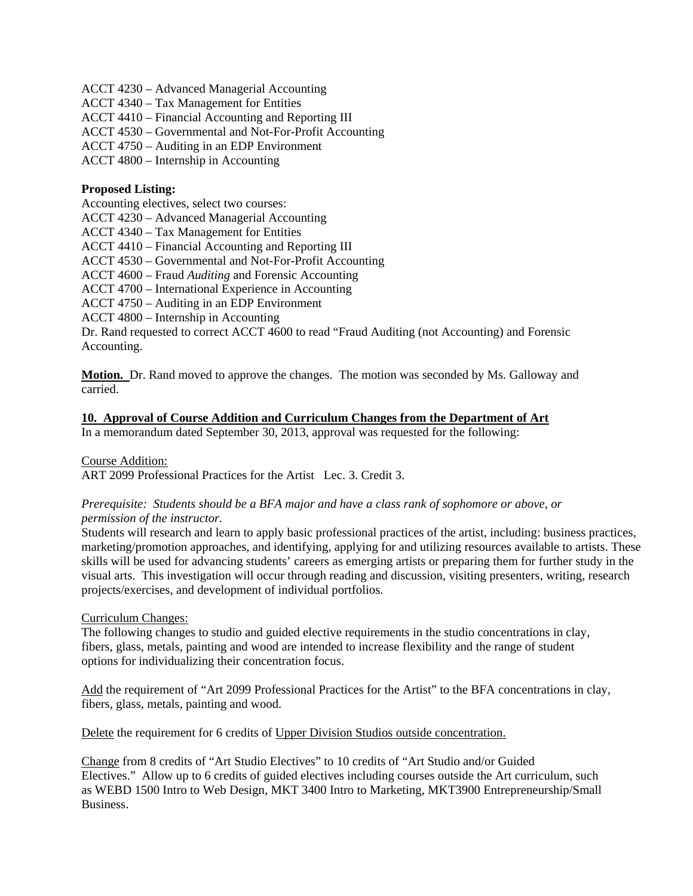ACCT 4230 – Advanced Managerial Accounting
ACCT 4340 – Tax Management for Entities
ACCT 4410 – Financial Accounting and Reporting III
ACCT 4530 – Governmental and Not-For-Profit Accounting
ACCT 4750 – Auditing in an EDP Environment
ACCT 4800 – Internship in Accounting

**Proposed Listing:**
Accounting electives, select two courses:
ACCT 4230 – Advanced Managerial Accounting
ACCT 4340 – Tax Management for Entities
ACCT 4410 – Financial Accounting and Reporting III
ACCT 4530 – Governmental and Not-For-Profit Accounting
ACCT 4600 – Fraud *Auditing* and Forensic Accounting
ACCT 4700 – International Experience in Accounting
ACCT 4750 – Auditing in an EDP Environment
ACCT 4800 – Internship in Accounting
Dr. Rand requested to correct ACCT 4600 to read "Fraud Auditing (not Accounting) and Forensic Accounting.

**Motion.** Dr. Rand moved to approve the changes. The motion was seconded by Ms. Galloway and carried.

**10. Approval of Course Addition and Curriculum Changes from the Department of Art**

In a memorandum dated September 30, 2013, approval was requested for the following:

Course Addition:
ART 2099 Professional Practices for the Artist Lec. 3. Credit 3.

*Prerequisite: Students should be a BFA major and have a class rank of sophomore or above, or permission of the instructor.*
Students will research and learn to apply basic professional practices of the artist, including: business practices, marketing/promotion approaches, and identifying, applying for and utilizing resources available to artists. These skills will be used for advancing students' careers as emerging artists or preparing them for further study in the visual arts. This investigation will occur through reading and discussion, visiting presenters, writing, research projects/exercises, and development of individual portfolios.

Curriculum Changes:
The following changes to studio and guided elective requirements in the studio concentrations in clay, fibers, glass, metals, painting and wood are intended to increase flexibility and the range of student options for individualizing their concentration focus.

Add the requirement of "Art 2099 Professional Practices for the Artist" to the BFA concentrations in clay, fibers, glass, metals, painting and wood.

Delete the requirement for 6 credits of Upper Division Studios outside concentration.

Change from 8 credits of "Art Studio Electives" to 10 credits of "Art Studio and/or Guided Electives." Allow up to 6 credits of guided electives including courses outside the Art curriculum, such as WEBD 1500 Intro to Web Design, MKT 3400 Intro to Marketing, MKT3900 Entrepreneurship/Small Business.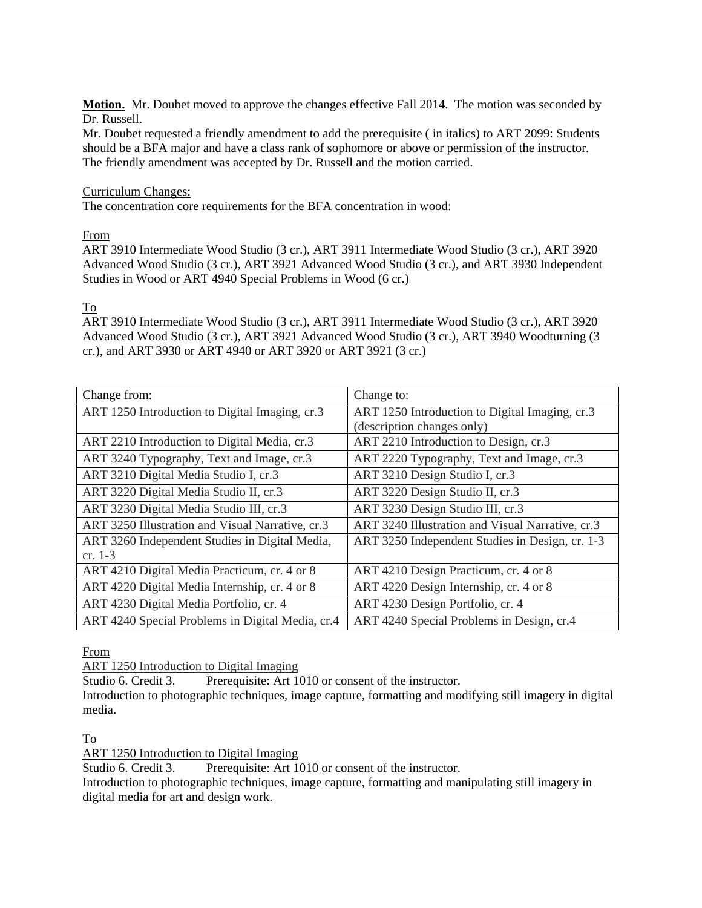**Motion.** Mr. Doubet moved to approve the changes effective Fall 2014. The motion was seconded by Dr. Russell.
Mr. Doubet requested a friendly amendment to add the prerequisite ( in italics) to ART 2099: Students should be a BFA major and have a class rank of sophomore or above or permission of the instructor. The friendly amendment was accepted by Dr. Russell and the motion carried.

Curriculum Changes:
The concentration core requirements for the BFA concentration in wood:

From
ART 3910 Intermediate Wood Studio (3 cr.), ART 3911 Intermediate Wood Studio (3 cr.), ART 3920 Advanced Wood Studio (3 cr.), ART 3921 Advanced Wood Studio (3 cr.), and ART 3930 Independent Studies in Wood or ART 4940 Special Problems in Wood (6 cr.)

To
ART 3910 Intermediate Wood Studio (3 cr.), ART 3911 Intermediate Wood Studio (3 cr.), ART 3920 Advanced Wood Studio (3 cr.), ART 3921 Advanced Wood Studio (3 cr.), ART 3940 Woodturning (3 cr.), and ART 3930 or ART 4940 or ART 3920 or ART 3921 (3 cr.)

| Change from: | Change to: |
|---|---|
| ART 1250 Introduction to Digital Imaging, cr.3 | ART 1250 Introduction to Digital Imaging, cr.3 (description changes only) |
| ART 2210 Introduction to Digital Media, cr.3 | ART 2210 Introduction to Design, cr.3 |
| ART 3240 Typography, Text and Image, cr.3 | ART 2220 Typography, Text and Image, cr.3 |
| ART 3210 Digital Media Studio I, cr.3 | ART 3210 Design Studio I, cr.3 |
| ART 3220 Digital Media Studio II, cr.3 | ART 3220 Design Studio II, cr.3 |
| ART 3230 Digital Media Studio III, cr.3 | ART 3230 Design Studio III, cr.3 |
| ART 3250 Illustration and Visual Narrative, cr.3 | ART 3240 Illustration and Visual Narrative, cr.3 |
| ART 3260 Independent Studies in Digital Media, cr. 1-3 | ART 3250 Independent Studies in Design, cr. 1-3 |
| ART 4210 Digital Media Practicum, cr. 4 or 8 | ART 4210 Design Practicum, cr. 4 or 8 |
| ART 4220 Digital Media Internship, cr. 4 or 8 | ART 4220 Design Internship, cr. 4 or 8 |
| ART 4230 Digital Media Portfolio, cr. 4 | ART 4230 Design Portfolio, cr. 4 |
| ART 4240 Special Problems in Digital Media, cr.4 | ART 4240 Special Problems in Design, cr.4 |

From
ART 1250 Introduction to Digital Imaging
Studio 6. Credit 3. Prerequisite: Art 1010 or consent of the instructor.
Introduction to photographic techniques, image capture, formatting and modifying still imagery in digital media.

To
ART 1250 Introduction to Digital Imaging
Studio 6. Credit 3. Prerequisite: Art 1010 or consent of the instructor.
Introduction to photographic techniques, image capture, formatting and manipulating still imagery in digital media for art and design work.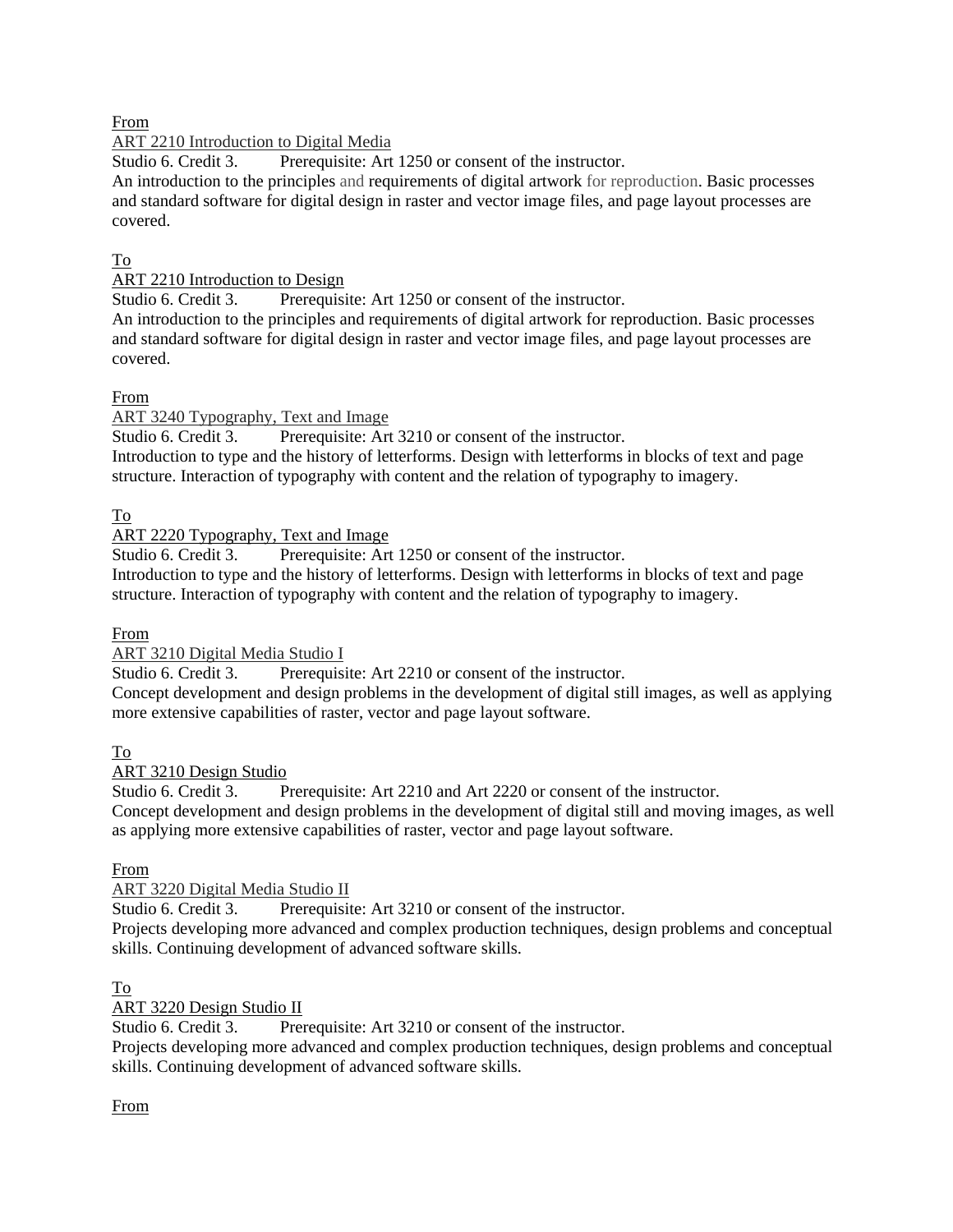From

ART 2210 Introduction to Digital Media

Studio 6. Credit 3. Prerequisite: Art 1250 or consent of the instructor.

An introduction to the principles and requirements of digital artwork for reproduction. Basic processes and standard software for digital design in raster and vector image files, and page layout processes are covered.

To

ART 2210 Introduction to Design

Studio 6. Credit 3. Prerequisite: Art 1250 or consent of the instructor.

An introduction to the principles and requirements of digital artwork for reproduction. Basic processes and standard software for digital design in raster and vector image files, and page layout processes are covered.

From

ART 3240 Typography, Text and Image

Studio 6. Credit 3. Prerequisite: Art 3210 or consent of the instructor.

Introduction to type and the history of letterforms. Design with letterforms in blocks of text and page structure. Interaction of typography with content and the relation of typography to imagery.

To

ART 2220 Typography, Text and Image

Studio 6. Credit 3. Prerequisite: Art 1250 or consent of the instructor.

Introduction to type and the history of letterforms. Design with letterforms in blocks of text and page structure. Interaction of typography with content and the relation of typography to imagery.

From

ART 3210 Digital Media Studio I

Studio 6. Credit 3. Prerequisite: Art 2210 or consent of the instructor.

Concept development and design problems in the development of digital still images, as well as applying more extensive capabilities of raster, vector and page layout software.

To

ART 3210 Design Studio

Studio 6. Credit 3. Prerequisite: Art 2210 and Art 2220 or consent of the instructor.

Concept development and design problems in the development of digital still and moving images, as well as applying more extensive capabilities of raster, vector and page layout software.

From

ART 3220 Digital Media Studio II

Studio 6. Credit 3. Prerequisite: Art 3210 or consent of the instructor.

Projects developing more advanced and complex production techniques, design problems and conceptual skills. Continuing development of advanced software skills.

To

ART 3220 Design Studio II

Studio 6. Credit 3. Prerequisite: Art 3210 or consent of the instructor.

Projects developing more advanced and complex production techniques, design problems and conceptual skills. Continuing development of advanced software skills.

From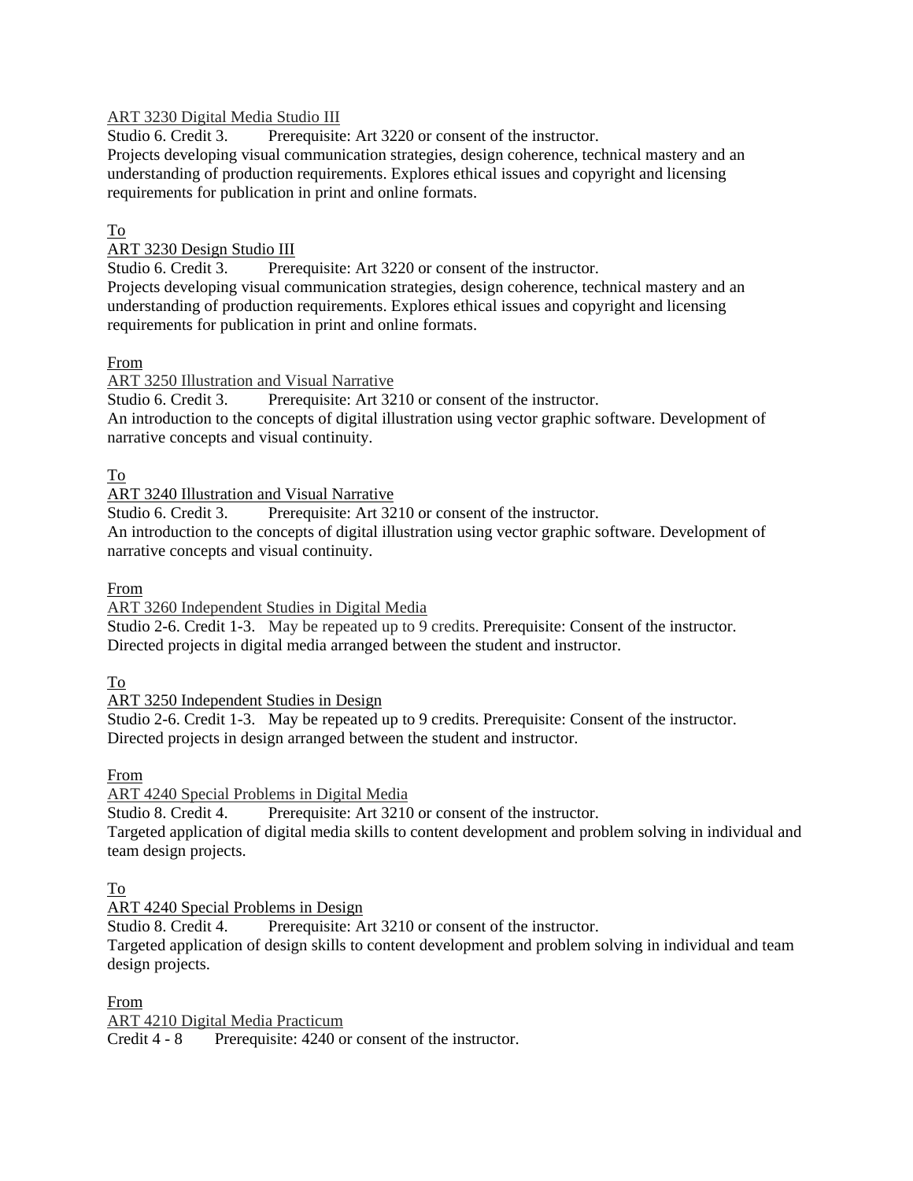ART 3230 Digital Media Studio III

Studio 6. Credit 3.  Prerequisite: Art 3220 or consent of the instructor.
Projects developing visual communication strategies, design coherence, technical mastery and an understanding of production requirements. Explores ethical issues and copyright and licensing requirements for publication in print and online formats.

To

ART 3230 Design Studio III

Studio 6. Credit 3.  Prerequisite: Art 3220 or consent of the instructor.
Projects developing visual communication strategies, design coherence, technical mastery and an understanding of production requirements. Explores ethical issues and copyright and licensing requirements for publication in print and online formats.

From

ART 3250 Illustration and Visual Narrative

Studio 6. Credit 3.  Prerequisite: Art 3210 or consent of the instructor.
An introduction to the concepts of digital illustration using vector graphic software. Development of narrative concepts and visual continuity.

To

ART 3240 Illustration and Visual Narrative

Studio 6. Credit 3.  Prerequisite: Art 3210 or consent of the instructor.
An introduction to the concepts of digital illustration using vector graphic software. Development of narrative concepts and visual continuity.

From

ART 3260 Independent Studies in Digital Media

Studio 2-6. Credit 1-3.  May be repeated up to 9 credits. Prerequisite: Consent of the instructor.
Directed projects in digital media arranged between the student and instructor.

To

ART 3250 Independent Studies in Design

Studio 2-6. Credit 1-3.  May be repeated up to 9 credits. Prerequisite: Consent of the instructor.
Directed projects in design arranged between the student and instructor.

From

ART 4240 Special Problems in Digital Media

Studio 8. Credit 4.  Prerequisite: Art 3210 or consent of the instructor.
Targeted application of digital media skills to content development and problem solving in individual and team design projects.

To

ART 4240 Special Problems in Design

Studio 8. Credit 4.  Prerequisite: Art 3210 or consent of the instructor.
Targeted application of design skills to content development and problem solving in individual and team design projects.

From

ART 4210 Digital Media Practicum

Credit 4 - 8  Prerequisite: 4240 or consent of the instructor.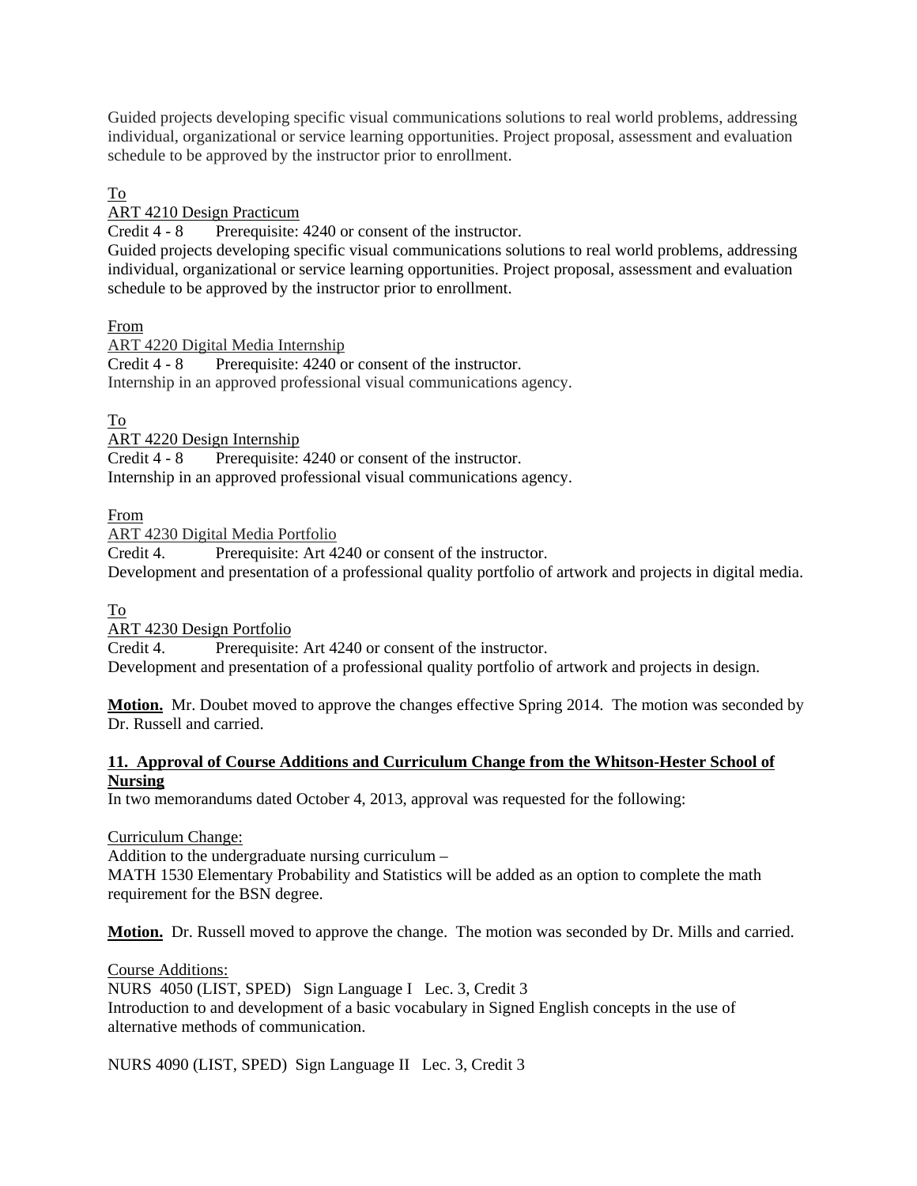Guided projects developing specific visual communications solutions to real world problems, addressing individual, organizational or service learning opportunities. Project proposal, assessment and evaluation schedule to be approved by the instructor prior to enrollment.

To

ART 4210 Design Practicum

Credit 4 - 8  Prerequisite: 4240 or consent of the instructor.

Guided projects developing specific visual communications solutions to real world problems, addressing individual, organizational or service learning opportunities. Project proposal, assessment and evaluation schedule to be approved by the instructor prior to enrollment.

From

ART 4220 Digital Media Internship

Credit 4 - 8  Prerequisite: 4240 or consent of the instructor.

Internship in an approved professional visual communications agency.

To

ART 4220 Design Internship

Credit 4 - 8  Prerequisite: 4240 or consent of the instructor.

Internship in an approved professional visual communications agency.

From

ART 4230 Digital Media Portfolio

Credit 4.  Prerequisite: Art 4240 or consent of the instructor.

Development and presentation of a professional quality portfolio of artwork and projects in digital media.

To

ART 4230 Design Portfolio

Credit 4.  Prerequisite: Art 4240 or consent of the instructor.

Development and presentation of a professional quality portfolio of artwork and projects in design.

**Motion.** Mr. Doubet moved to approve the changes effective Spring 2014. The motion was seconded by Dr. Russell and carried.

**11. Approval of Course Additions and Curriculum Change from the Whitson-Hester School of Nursing**

In two memorandums dated October 4, 2013, approval was requested for the following:

Curriculum Change:

Addition to the undergraduate nursing curriculum –

MATH 1530 Elementary Probability and Statistics will be added as an option to complete the math requirement for the BSN degree.

**Motion.** Dr. Russell moved to approve the change. The motion was seconded by Dr. Mills and carried.

Course Additions:

NURS 4050 (LIST, SPED) Sign Language I Lec. 3, Credit 3

Introduction to and development of a basic vocabulary in Signed English concepts in the use of alternative methods of communication.

NURS 4090 (LIST, SPED) Sign Language II Lec. 3, Credit 3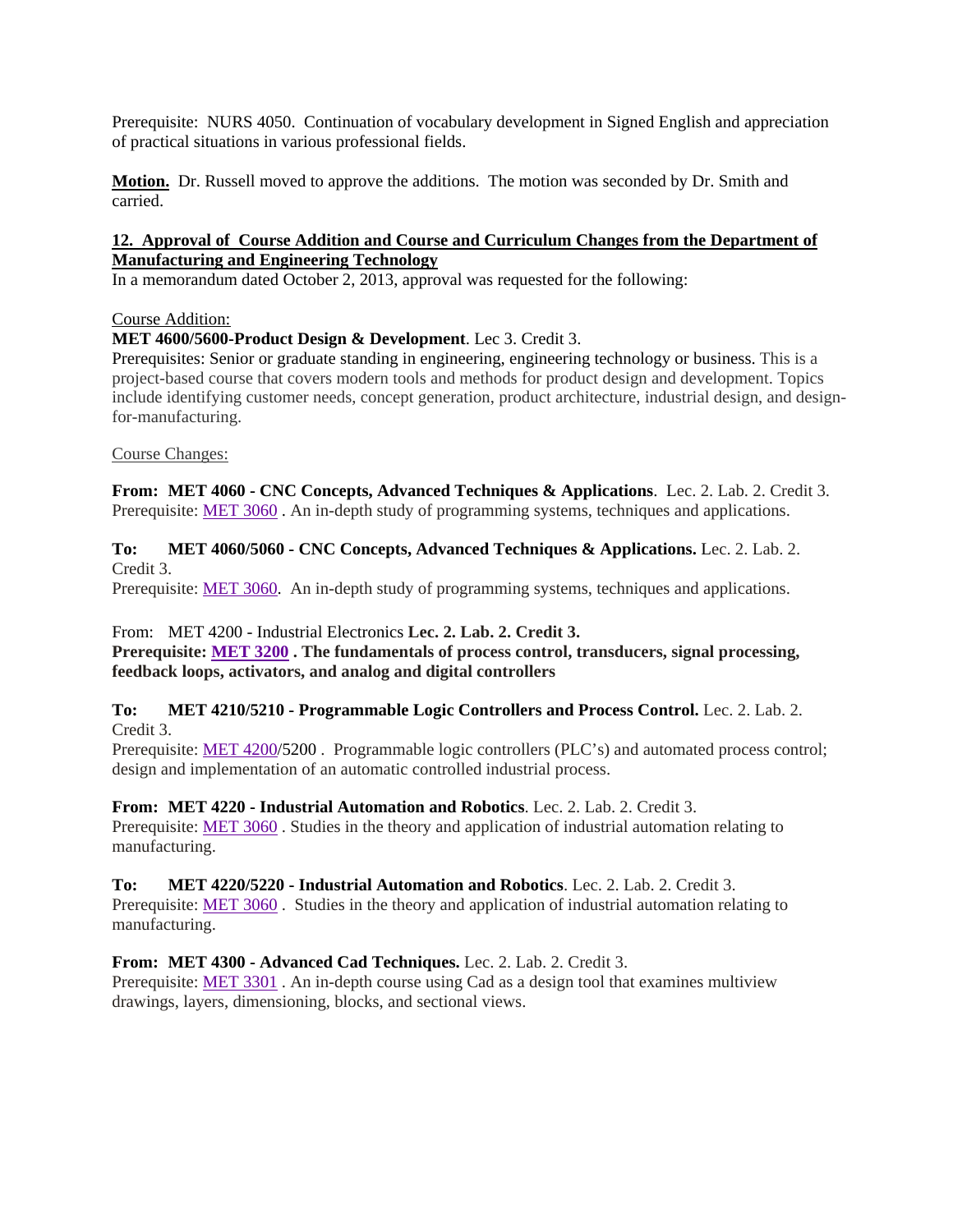Prerequisite: NURS 4050. Continuation of vocabulary development in Signed English and appreciation of practical situations in various professional fields.

**Motion.** Dr. Russell moved to approve the additions. The motion was seconded by Dr. Smith and carried.

**12. Approval of Course Addition and Course and Curriculum Changes from the Department of Manufacturing and Engineering Technology**

In a memorandum dated October 2, 2013, approval was requested for the following:

Course Addition:

**MET 4600/5600-Product Design & Development**. Lec 3. Credit 3.
Prerequisites: Senior or graduate standing in engineering, engineering technology or business. This is a project-based course that covers modern tools and methods for product design and development. Topics include identifying customer needs, concept generation, product architecture, industrial design, and design-for-manufacturing.

Course Changes:

**From: MET 4060 - CNC Concepts, Advanced Techniques & Applications**. Lec. 2. Lab. 2. Credit 3.
Prerequisite: MET 3060 . An in-depth study of programming systems, techniques and applications.

**To: MET 4060/5060 - CNC Concepts, Advanced Techniques & Applications.** Lec. 2. Lab. 2. Credit 3.
Prerequisite: MET 3060. An in-depth study of programming systems, techniques and applications.

From: MET 4200 - Industrial Electronics **Lec. 2. Lab. 2. Credit 3.**
**Prerequisite: MET 3200 . The fundamentals of process control, transducers, signal processing, feedback loops, activators, and analog and digital controllers**

**To: MET 4210/5210 - Programmable Logic Controllers and Process Control.** Lec. 2. Lab. 2. Credit 3.
Prerequisite: MET 4200/5200 . Programmable logic controllers (PLC's) and automated process control; design and implementation of an automatic controlled industrial process.

**From: MET 4220 - Industrial Automation and Robotics**. Lec. 2. Lab. 2. Credit 3.
Prerequisite: MET 3060 . Studies in the theory and application of industrial automation relating to manufacturing.

**To: MET 4220/5220 - Industrial Automation and Robotics**. Lec. 2. Lab. 2. Credit 3.
Prerequisite: MET 3060 . Studies in the theory and application of industrial automation relating to manufacturing.

**From: MET 4300 - Advanced Cad Techniques.** Lec. 2. Lab. 2. Credit 3.
Prerequisite: MET 3301 . An in-depth course using Cad as a design tool that examines multiview drawings, layers, dimensioning, blocks, and sectional views.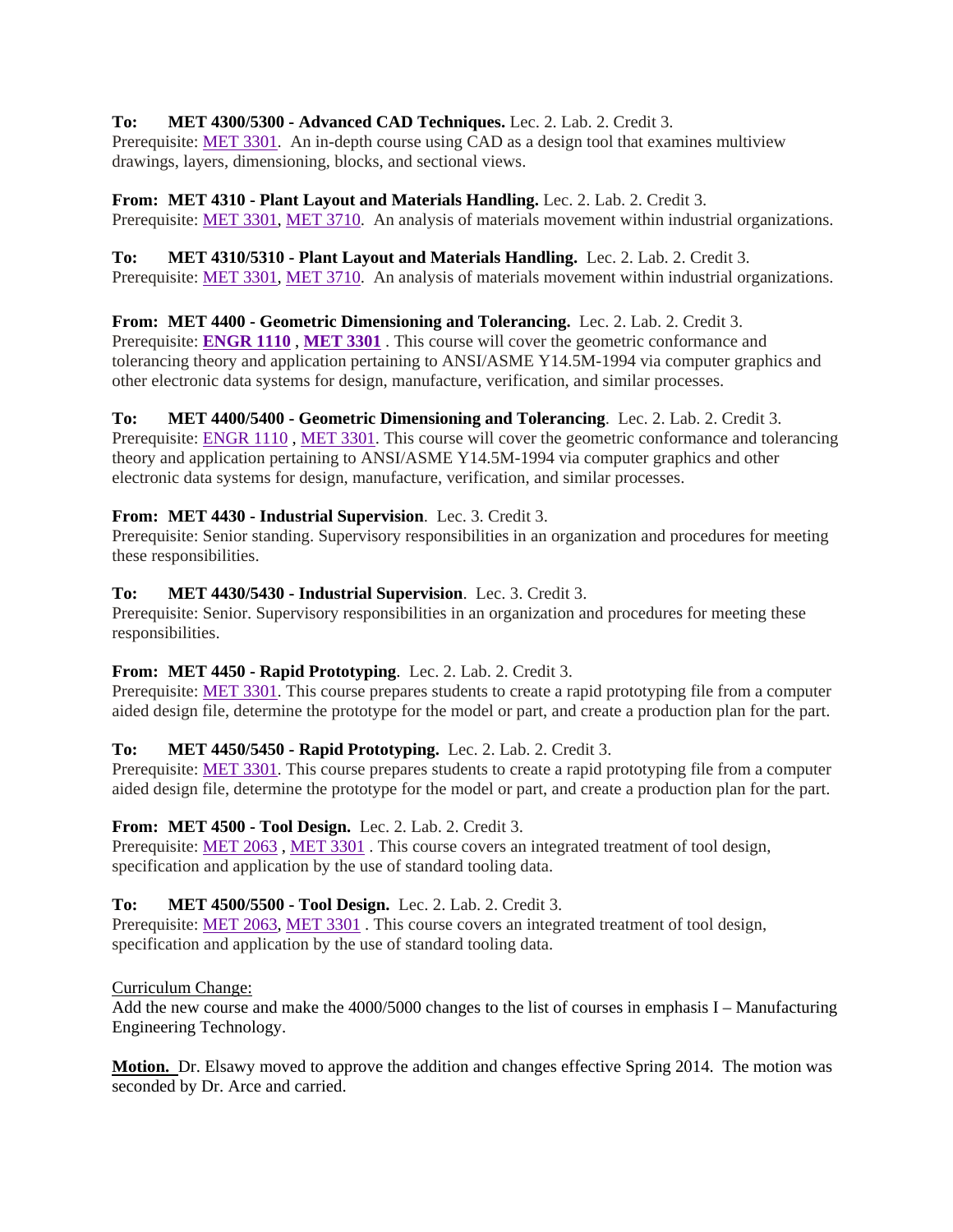**To: MET 4300/5300 - Advanced CAD Techniques.** Lec. 2. Lab. 2. Credit 3.
Prerequisite: MET 3301. An in-depth course using CAD as a design tool that examines multiview drawings, layers, dimensioning, blocks, and sectional views.

**From: MET 4310 - Plant Layout and Materials Handling.** Lec. 2. Lab. 2. Credit 3.
Prerequisite: MET 3301, MET 3710. An analysis of materials movement within industrial organizations.

**To: MET 4310/5310 - Plant Layout and Materials Handling.** Lec. 2. Lab. 2. Credit 3.
Prerequisite: MET 3301, MET 3710. An analysis of materials movement within industrial organizations.

**From: MET 4400 - Geometric Dimensioning and Tolerancing.** Lec. 2. Lab. 2. Credit 3.
Prerequisite: **ENGR 1110** , **MET 3301** . This course will cover the geometric conformance and tolerancing theory and application pertaining to ANSI/ASME Y14.5M-1994 via computer graphics and other electronic data systems for design, manufacture, verification, and similar processes.

**To: MET 4400/5400 - Geometric Dimensioning and Tolerancing**. Lec. 2. Lab. 2. Credit 3.
Prerequisite: ENGR 1110 , MET 3301. This course will cover the geometric conformance and tolerancing theory and application pertaining to ANSI/ASME Y14.5M-1994 via computer graphics and other electronic data systems for design, manufacture, verification, and similar processes.

**From: MET 4430 - Industrial Supervision**. Lec. 3. Credit 3.
Prerequisite: Senior standing. Supervisory responsibilities in an organization and procedures for meeting these responsibilities.

**To: MET 4430/5430 - Industrial Supervision**. Lec. 3. Credit 3.
Prerequisite: Senior. Supervisory responsibilities in an organization and procedures for meeting these responsibilities.

**From: MET 4450 - Rapid Prototyping**. Lec. 2. Lab. 2. Credit 3.
Prerequisite: MET 3301. This course prepares students to create a rapid prototyping file from a computer aided design file, determine the prototype for the model or part, and create a production plan for the part.

**To: MET 4450/5450 - Rapid Prototyping.** Lec. 2. Lab. 2. Credit 3.
Prerequisite: MET 3301. This course prepares students to create a rapid prototyping file from a computer aided design file, determine the prototype for the model or part, and create a production plan for the part.

**From: MET 4500 - Tool Design.** Lec. 2. Lab. 2. Credit 3.
Prerequisite: MET 2063 , MET 3301 . This course covers an integrated treatment of tool design, specification and application by the use of standard tooling data.

**To: MET 4500/5500 - Tool Design.** Lec. 2. Lab. 2. Credit 3.
Prerequisite: MET 2063, MET 3301 . This course covers an integrated treatment of tool design, specification and application by the use of standard tooling data.

Curriculum Change:
Add the new course and make the 4000/5000 changes to the list of courses in emphasis I – Manufacturing Engineering Technology.

**Motion.** Dr. Elsawy moved to approve the addition and changes effective Spring 2014. The motion was seconded by Dr. Arce and carried.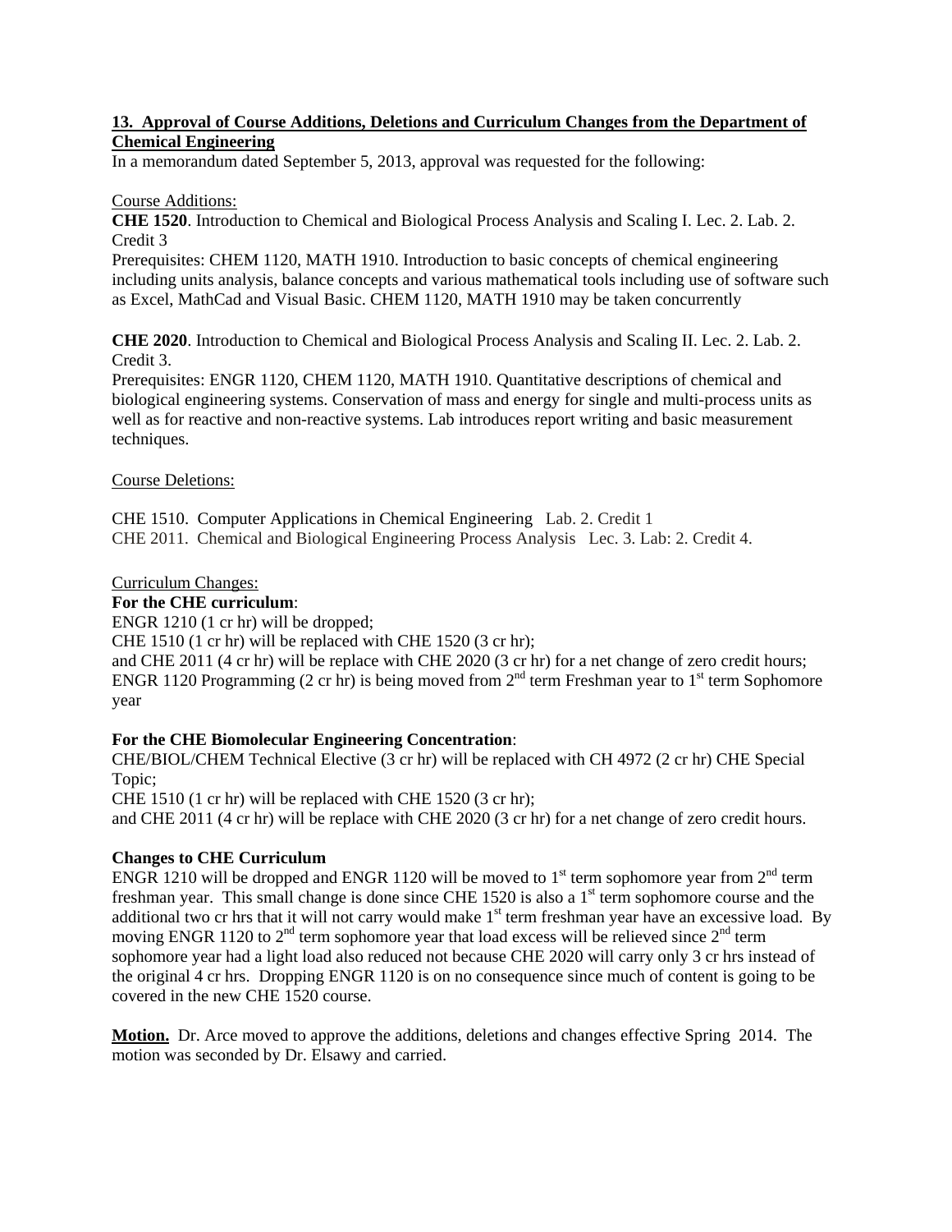**13. Approval of Course Additions, Deletions and Curriculum Changes from the Department of Chemical Engineering**

In a memorandum dated September 5, 2013, approval was requested for the following:

Course Additions:

**CHE 1520**. Introduction to Chemical and Biological Process Analysis and Scaling I. Lec. 2. Lab. 2. Credit 3

Prerequisites: CHEM 1120, MATH 1910. Introduction to basic concepts of chemical engineering including units analysis, balance concepts and various mathematical tools including use of software such as Excel, MathCad and Visual Basic. CHEM 1120, MATH 1910 may be taken concurrently

**CHE 2020**. Introduction to Chemical and Biological Process Analysis and Scaling II. Lec. 2. Lab. 2. Credit 3.

Prerequisites: ENGR 1120, CHEM 1120, MATH 1910. Quantitative descriptions of chemical and biological engineering systems. Conservation of mass and energy for single and multi-process units as well as for reactive and non-reactive systems. Lab introduces report writing and basic measurement techniques.

Course Deletions:

CHE 1510. Computer Applications in Chemical Engineering Lab. 2. Credit 1
CHE 2011. Chemical and Biological Engineering Process Analysis Lec. 3. Lab: 2. Credit 4.

Curriculum Changes:

**For the CHE curriculum**:

ENGR 1210 (1 cr hr) will be dropped;
CHE 1510 (1 cr hr) will be replaced with CHE 1520 (3 cr hr);
and CHE 2011 (4 cr hr) will be replace with CHE 2020 (3 cr hr) for a net change of zero credit hours;
ENGR 1120 Programming (2 cr hr) is being moved from 2nd term Freshman year to 1st term Sophomore year

**For the CHE Biomolecular Engineering Concentration**:

CHE/BIOL/CHEM Technical Elective (3 cr hr) will be replaced with CH 4972 (2 cr hr) CHE Special Topic;
CHE 1510 (1 cr hr) will be replaced with CHE 1520 (3 cr hr);
and CHE 2011 (4 cr hr) will be replace with CHE 2020 (3 cr hr) for a net change of zero credit hours.

**Changes to CHE Curriculum**

ENGR 1210 will be dropped and ENGR 1120 will be moved to 1st term sophomore year from 2nd term freshman year. This small change is done since CHE 1520 is also a 1st term sophomore course and the additional two cr hrs that it will not carry would make 1st term freshman year have an excessive load. By moving ENGR 1120 to 2nd term sophomore year that load excess will be relieved since 2nd term sophomore year had a light load also reduced not because CHE 2020 will carry only 3 cr hrs instead of the original 4 cr hrs. Dropping ENGR 1120 is on no consequence since much of content is going to be covered in the new CHE 1520 course.

**Motion.** Dr. Arce moved to approve the additions, deletions and changes effective Spring 2014. The motion was seconded by Dr. Elsawy and carried.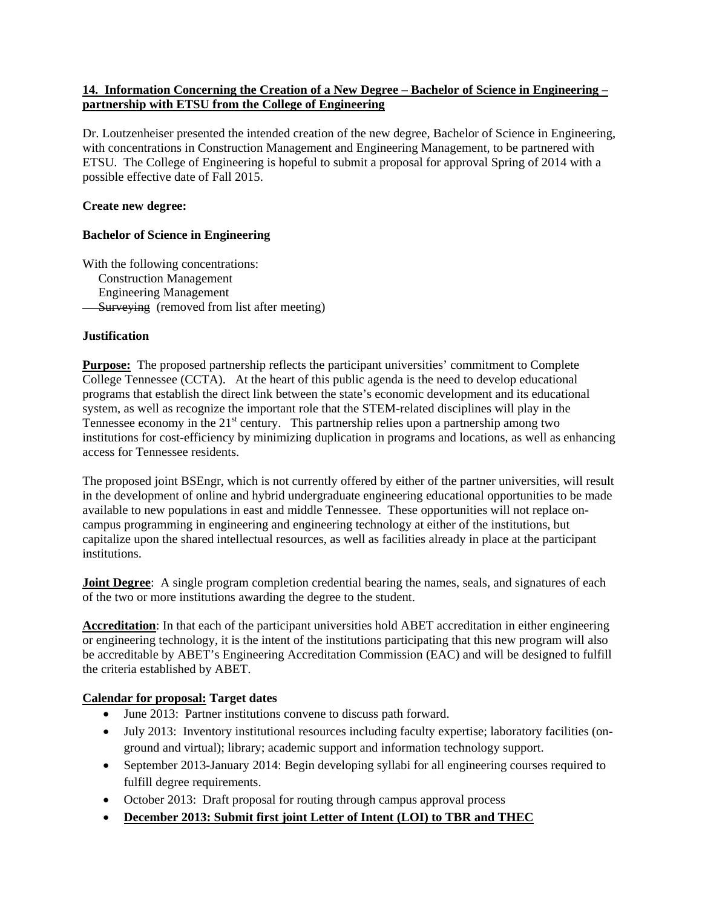**14. Information Concerning the Creation of a New Degree – Bachelor of Science in Engineering – partnership with ETSU from the College of Engineering**

Dr. Loutzenheiser presented the intended creation of the new degree, Bachelor of Science in Engineering, with concentrations in Construction Management and Engineering Management, to be partnered with ETSU. The College of Engineering is hopeful to submit a proposal for approval Spring of 2014 with a possible effective date of Fall 2015.

**Create new degree:**

**Bachelor of Science in Engineering**

With the following concentrations:
Construction Management
Engineering Management
~~Surveying~~ (removed from list after meeting)

**Justification**

**Purpose:** The proposed partnership reflects the participant universities' commitment to Complete College Tennessee (CCTA). At the heart of this public agenda is the need to develop educational programs that establish the direct link between the state's economic development and its educational system, as well as recognize the important role that the STEM-related disciplines will play in the Tennessee economy in the 21st century. This partnership relies upon a partnership among two institutions for cost-efficiency by minimizing duplication in programs and locations, as well as enhancing access for Tennessee residents.

The proposed joint BSEngr, which is not currently offered by either of the partner universities, will result in the development of online and hybrid undergraduate engineering educational opportunities to be made available to new populations in east and middle Tennessee. These opportunities will not replace on-campus programming in engineering and engineering technology at either of the institutions, but capitalize upon the shared intellectual resources, as well as facilities already in place at the participant institutions.

**Joint Degree**: A single program completion credential bearing the names, seals, and signatures of each of the two or more institutions awarding the degree to the student.

**Accreditation**: In that each of the participant universities hold ABET accreditation in either engineering or engineering technology, it is the intent of the institutions participating that this new program will also be accreditable by ABET's Engineering Accreditation Commission (EAC) and will be designed to fulfill the criteria established by ABET.

**Calendar for proposal: Target dates**

- June 2013: Partner institutions convene to discuss path forward.
- July 2013: Inventory institutional resources including faculty expertise; laboratory facilities (on-ground and virtual); library; academic support and information technology support.
- September 2013-January 2014: Begin developing syllabi for all engineering courses required to fulfill degree requirements.
- October 2013: Draft proposal for routing through campus approval process
- **December 2013: Submit first joint Letter of Intent (LOI) to TBR and THEC**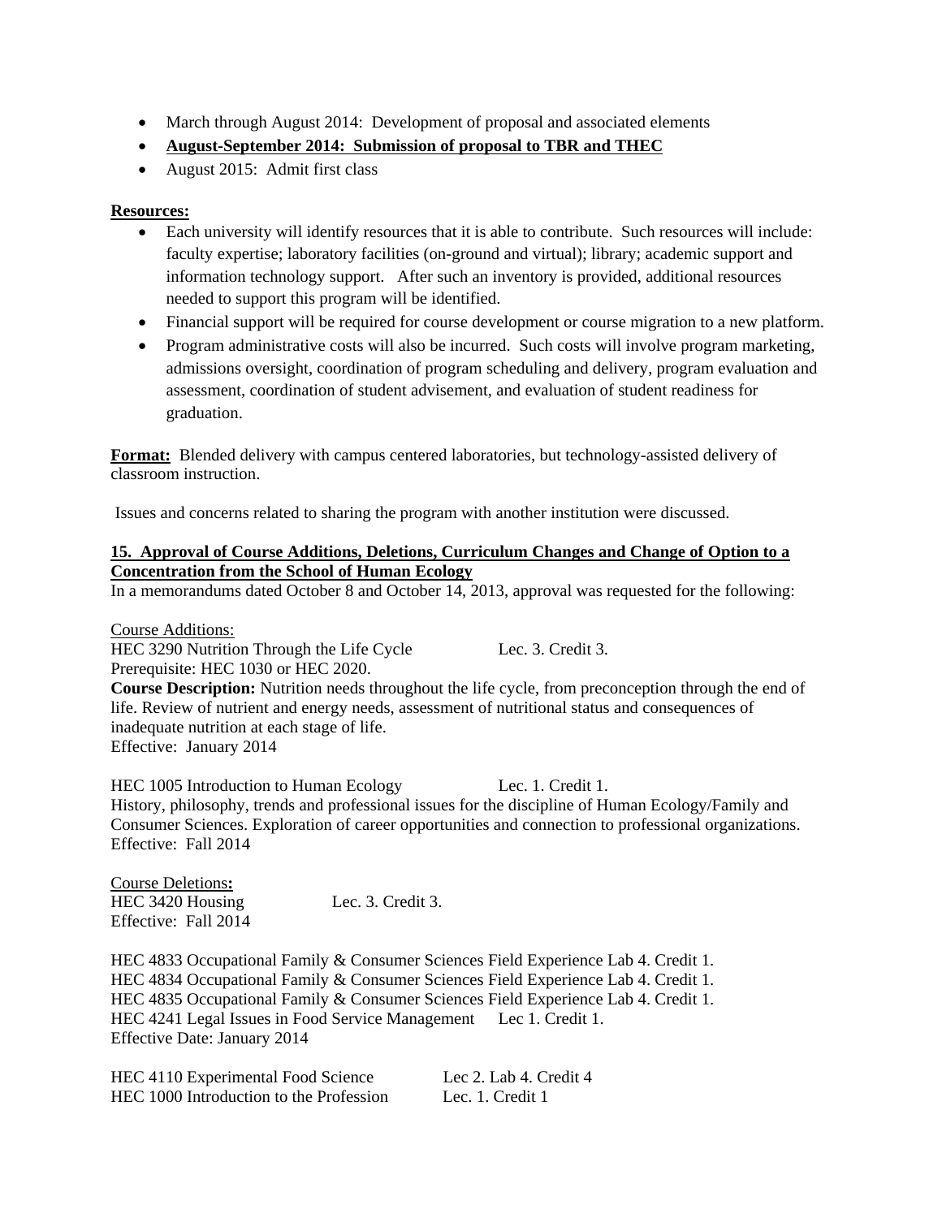- March through August 2014: Development of proposal and associated elements
- **August-September 2014: Submission of proposal to TBR and THEC**
- August 2015: Admit first class

**Resources:**

- Each university will identify resources that it is able to contribute. Such resources will include: faculty expertise; laboratory facilities (on-ground and virtual); library; academic support and information technology support. After such an inventory is provided, additional resources needed to support this program will be identified.
- Financial support will be required for course development or course migration to a new platform.
- Program administrative costs will also be incurred. Such costs will involve program marketing, admissions oversight, coordination of program scheduling and delivery, program evaluation and assessment, coordination of student advisement, and evaluation of student readiness for graduation.

**Format:** Blended delivery with campus centered laboratories, but technology-assisted delivery of classroom instruction.

Issues and concerns related to sharing the program with another institution were discussed.

**15. Approval of Course Additions, Deletions, Curriculum Changes and Change of Option to a Concentration from the School of Human Ecology**

In a memorandums dated October 8 and October 14, 2013, approval was requested for the following:

Course Additions:

HEC 3290 Nutrition Through the Life Cycle Lec. 3. Credit 3.
Prerequisite: HEC 1030 or HEC 2020.
**Course Description:** Nutrition needs throughout the life cycle, from preconception through the end of life. Review of nutrient and energy needs, assessment of nutritional status and consequences of inadequate nutrition at each stage of life.
Effective: January 2014

HEC 1005 Introduction to Human Ecology Lec. 1. Credit 1.
History, philosophy, trends and professional issues for the discipline of Human Ecology/Family and Consumer Sciences. Exploration of career opportunities and connection to professional organizations.
Effective: Fall 2014

Course Deletions**:**

HEC 3420 Housing Lec. 3. Credit 3.
Effective: Fall 2014

HEC 4833 Occupational Family & Consumer Sciences Field Experience Lab 4. Credit 1.
HEC 4834 Occupational Family & Consumer Sciences Field Experience Lab 4. Credit 1.
HEC 4835 Occupational Family & Consumer Sciences Field Experience Lab 4. Credit 1.
HEC 4241 Legal Issues in Food Service Management Lec 1. Credit 1.
Effective Date: January 2014

HEC 4110 Experimental Food Science Lec 2. Lab 4. Credit 4
HEC 1000 Introduction to the Profession Lec. 1. Credit 1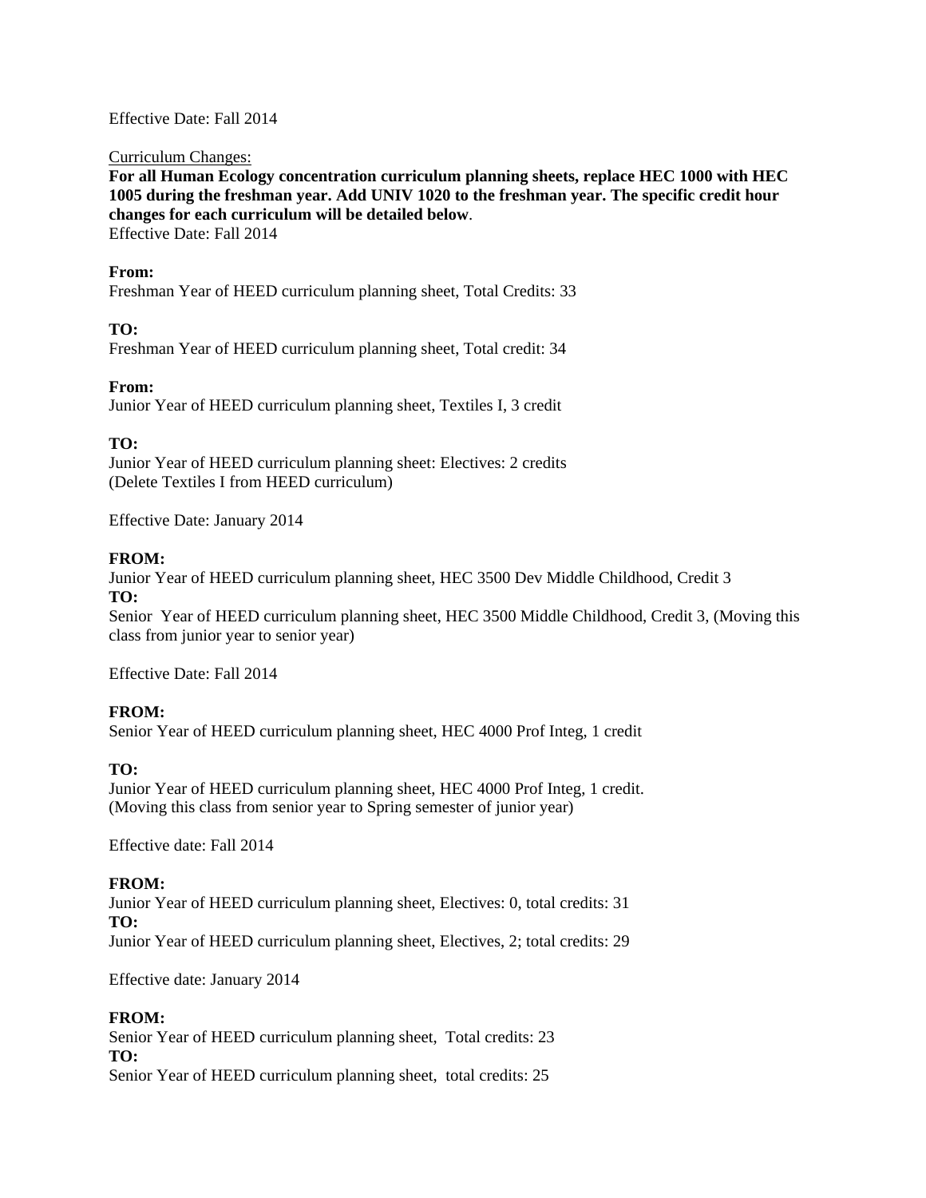Effective Date: Fall 2014

Curriculum Changes:

**For all Human Ecology concentration curriculum planning sheets, replace HEC 1000 with HEC 1005 during the freshman year. Add UNIV 1020 to the freshman year. The specific credit hour changes for each curriculum will be detailed below**.

Effective Date: Fall 2014

**From:**

Freshman Year of HEED curriculum planning sheet, Total Credits: 33

**TO:**

Freshman Year of HEED curriculum planning sheet, Total credit: 34

**From:**

Junior Year of HEED curriculum planning sheet, Textiles I, 3 credit

**TO:**

Junior Year of HEED curriculum planning sheet: Electives: 2 credits
(Delete Textiles I from HEED curriculum)

Effective Date: January 2014

**FROM:**

Junior Year of HEED curriculum planning sheet, HEC 3500 Dev Middle Childhood, Credit 3

**TO:**

Senior Year of HEED curriculum planning sheet, HEC 3500 Middle Childhood, Credit 3, (Moving this class from junior year to senior year)

Effective Date: Fall 2014

**FROM:**

Senior Year of HEED curriculum planning sheet, HEC 4000 Prof Integ, 1 credit

**TO:**

Junior Year of HEED curriculum planning sheet, HEC 4000 Prof Integ, 1 credit.
(Moving this class from senior year to Spring semester of junior year)

Effective date: Fall 2014

**FROM:**

Junior Year of HEED curriculum planning sheet, Electives: 0, total credits: 31

**TO:**

Junior Year of HEED curriculum planning sheet, Electives, 2; total credits: 29

Effective date: January 2014

**FROM:**

Senior Year of HEED curriculum planning sheet, Total credits: 23

**TO:**

Senior Year of HEED curriculum planning sheet, total credits: 25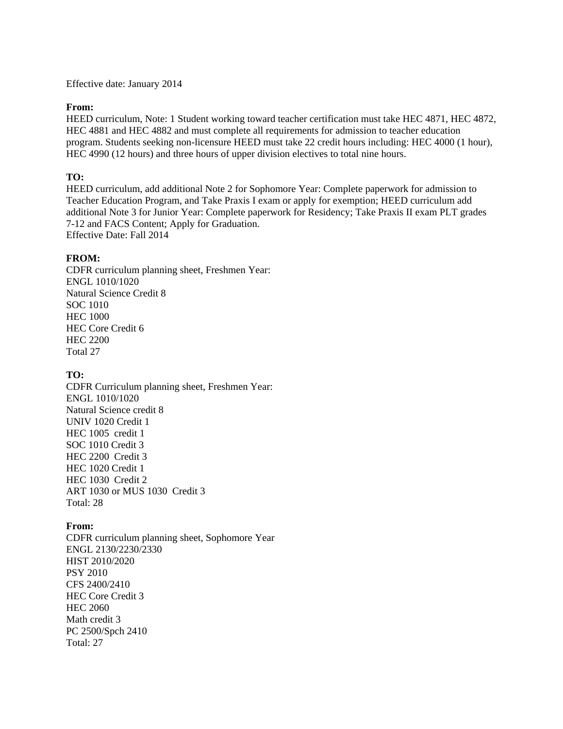Effective date: January 2014

**From:**
HEED curriculum, Note: 1 Student working toward teacher certification must take HEC 4871, HEC 4872, HEC 4881 and HEC 4882 and must complete all requirements for admission to teacher education program. Students seeking non-licensure HEED must take 22 credit hours including: HEC 4000 (1 hour), HEC 4990 (12 hours) and three hours of upper division electives to total nine hours.

**TO:**
HEED curriculum, add additional Note 2 for Sophomore Year: Complete paperwork for admission to Teacher Education Program, and Take Praxis I exam or apply for exemption; HEED curriculum add additional Note 3 for Junior Year: Complete paperwork for Residency; Take Praxis II exam PLT grades 7-12 and FACS Content; Apply for Graduation.
Effective Date: Fall 2014

**FROM:**
CDFR curriculum planning sheet, Freshmen Year:
ENGL 1010/1020
Natural Science Credit 8
SOC 1010
HEC 1000
HEC Core Credit 6
HEC 2200
Total 27

**TO:**
CDFR Curriculum planning sheet, Freshmen Year:
ENGL 1010/1020
Natural Science credit 8
UNIV 1020 Credit 1
HEC 1005 credit 1
SOC 1010 Credit 3
HEC 2200 Credit 3
HEC 1020 Credit 1
HEC 1030 Credit 2
ART 1030 or MUS 1030 Credit 3
Total: 28

**From:**
CDFR curriculum planning sheet, Sophomore Year
ENGL 2130/2230/2330
HIST 2010/2020
PSY 2010
CFS 2400/2410
HEC Core Credit 3
HEC 2060
Math credit 3
PC 2500/Spch 2410
Total: 27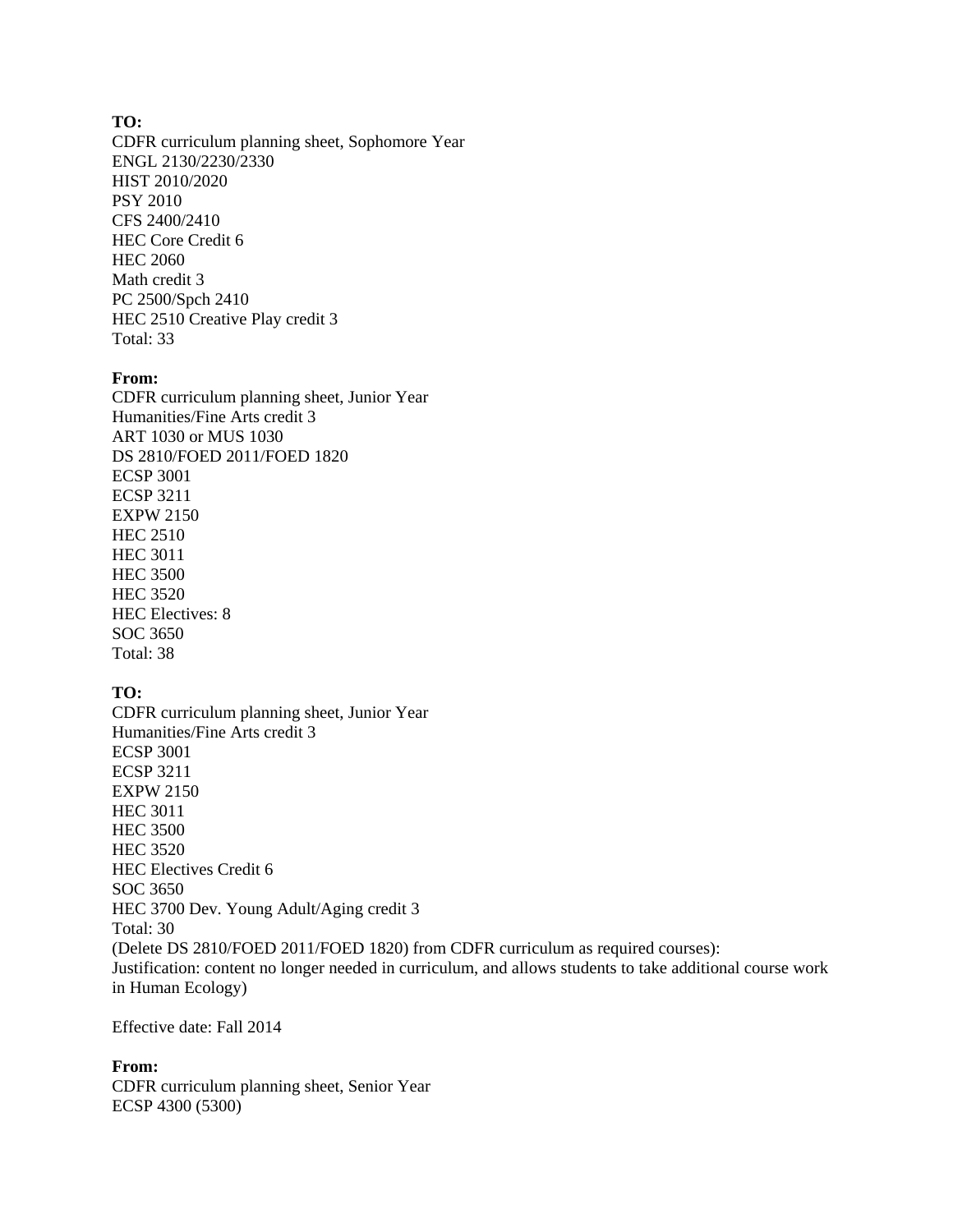**TO:**
CDFR curriculum planning sheet, Sophomore Year
ENGL 2130/2230/2330
HIST 2010/2020
PSY 2010
CFS 2400/2410
HEC Core Credit 6
HEC 2060
Math credit 3
PC 2500/Spch 2410
HEC 2510 Creative Play credit 3
Total: 33

**From:**
CDFR curriculum planning sheet, Junior Year
Humanities/Fine Arts credit 3
ART 1030 or MUS 1030
DS 2810/FOED 2011/FOED 1820
ECSP 3001
ECSP 3211
EXPW 2150
HEC 2510
HEC 3011
HEC 3500
HEC 3520
HEC Electives: 8
SOC 3650
Total: 38

**TO:**
CDFR curriculum planning sheet, Junior Year
Humanities/Fine Arts credit 3
ECSP 3001
ECSP 3211
EXPW 2150
HEC 3011
HEC 3500
HEC 3520
HEC Electives Credit 6
SOC 3650
HEC 3700 Dev. Young Adult/Aging credit 3
Total: 30
(Delete DS 2810/FOED 2011/FOED 1820) from CDFR curriculum as required courses):
Justification: content no longer needed in curriculum, and allows students to take additional course work in Human Ecology)

Effective date: Fall 2014

**From:**
CDFR curriculum planning sheet, Senior Year
ECSP 4300 (5300)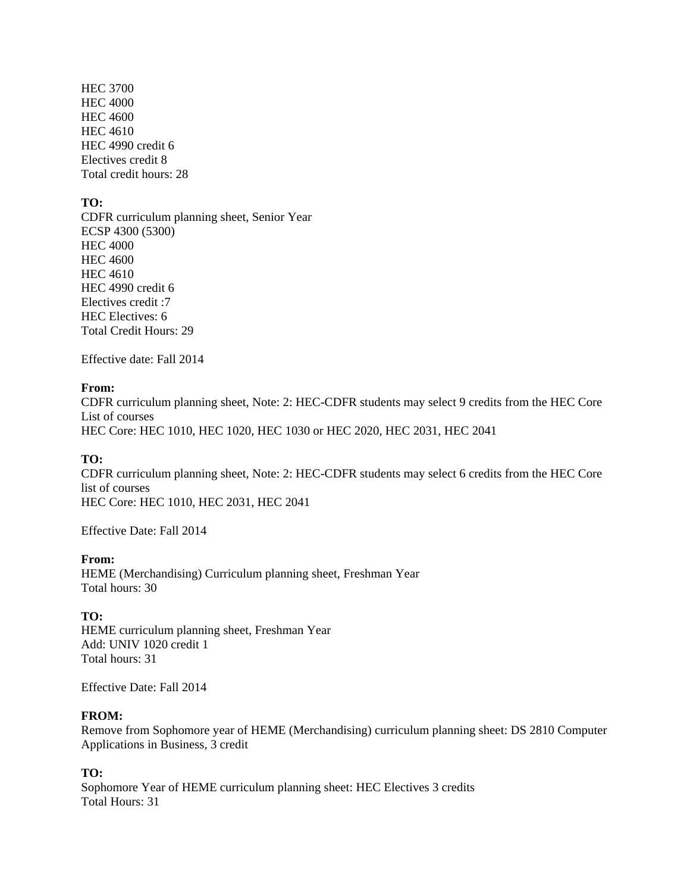HEC 3700
HEC 4000
HEC 4600
HEC 4610
HEC 4990 credit 6
Electives credit 8
Total credit hours: 28

**TO:**
CDFR curriculum planning sheet, Senior Year
ECSP 4300 (5300)
HEC 4000
HEC 4600
HEC 4610
HEC 4990 credit 6
Electives credit :7
HEC Electives: 6
Total Credit Hours: 29

Effective date: Fall 2014

**From:**
CDFR curriculum planning sheet, Note: 2: HEC-CDFR students may select 9 credits from the HEC Core List of courses
HEC Core: HEC 1010, HEC 1020, HEC 1030 or HEC 2020, HEC 2031, HEC 2041

**TO:**
CDFR curriculum planning sheet, Note: 2: HEC-CDFR students may select 6 credits from the HEC Core list of courses
HEC Core: HEC 1010, HEC 2031, HEC 2041

Effective Date: Fall 2014

**From:**
HEME (Merchandising) Curriculum planning sheet, Freshman Year
Total hours: 30

**TO:**
HEME curriculum planning sheet, Freshman Year
Add: UNIV 1020 credit 1
Total hours: 31

Effective Date: Fall 2014

**FROM:**
Remove from Sophomore year of HEME (Merchandising) curriculum planning sheet: DS 2810 Computer Applications in Business, 3 credit

**TO:**
Sophomore Year of HEME curriculum planning sheet: HEC Electives 3 credits
Total Hours: 31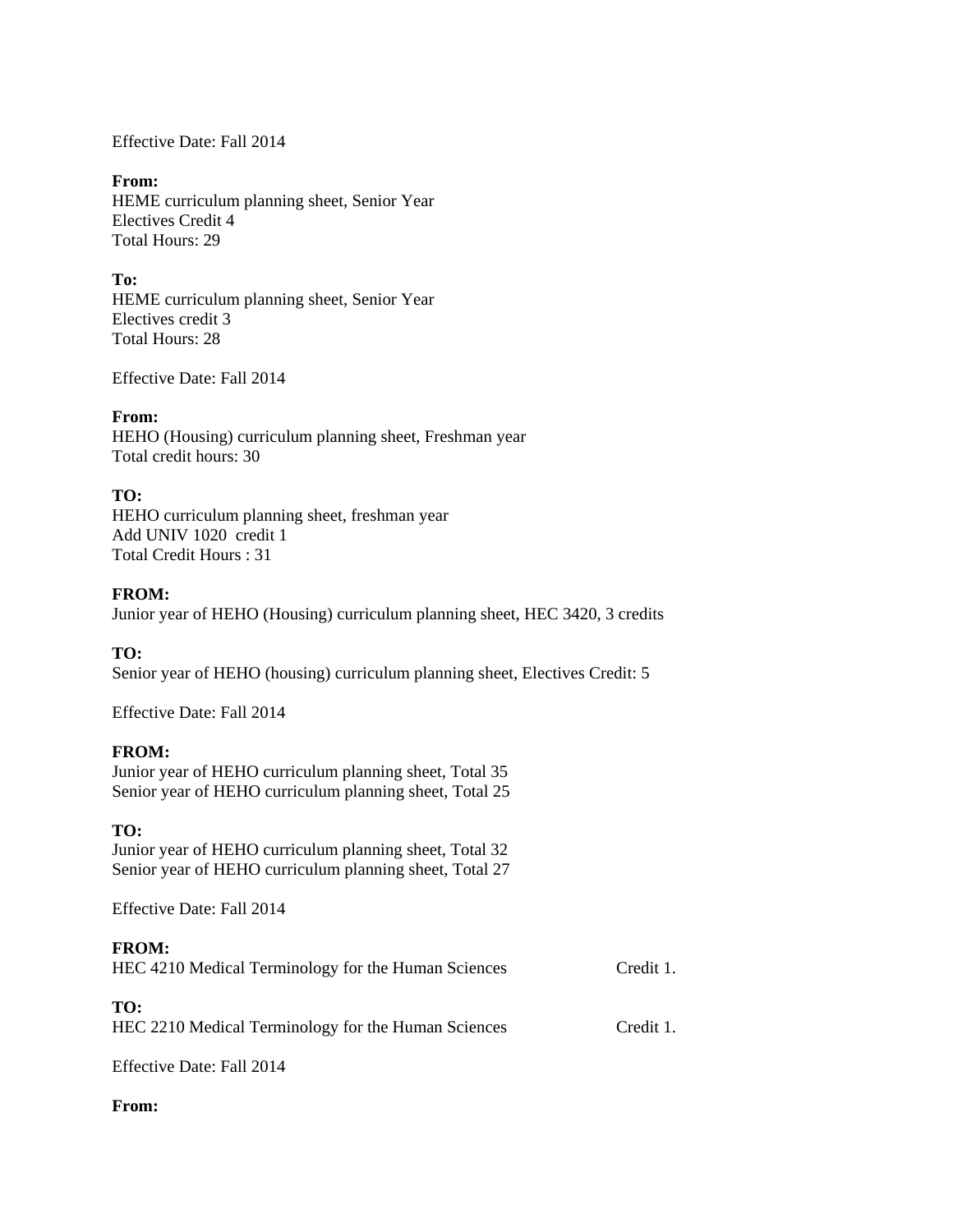Effective Date: Fall 2014

**From:**
HEME curriculum planning sheet, Senior Year
Electives Credit 4
Total Hours: 29

**To:**
HEME curriculum planning sheet, Senior Year
Electives credit 3
Total Hours: 28

Effective Date: Fall 2014

**From:**
HEHO (Housing) curriculum planning sheet, Freshman year
Total credit hours: 30

**TO:**
HEHO curriculum planning sheet, freshman year
Add UNIV 1020 credit 1
Total Credit Hours : 31

**FROM:**
Junior year of HEHO (Housing) curriculum planning sheet, HEC 3420, 3 credits

**TO:**
Senior year of HEHO (housing) curriculum planning sheet, Electives Credit: 5

Effective Date: Fall 2014

**FROM:**
Junior year of HEHO curriculum planning sheet, Total 35
Senior year of HEHO curriculum planning sheet, Total 25

**TO:**
Junior year of HEHO curriculum planning sheet, Total 32
Senior year of HEHO curriculum planning sheet, Total 27

Effective Date: Fall 2014

**FROM:**
HEC 4210 Medical Terminology for the Human Sciences Credit 1.

**TO:**
HEC 2210 Medical Terminology for the Human Sciences Credit 1.

Effective Date: Fall 2014

**From:**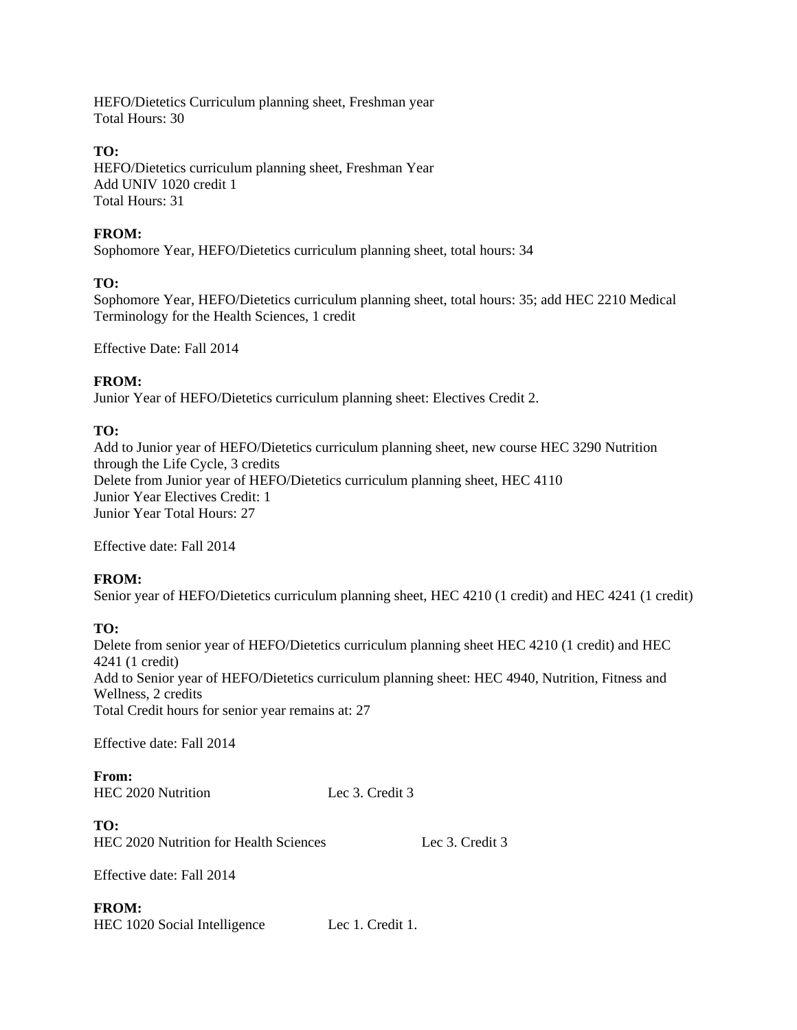HEFO/Dietetics Curriculum planning sheet, Freshman year
Total Hours: 30

**TO:**
HEFO/Dietetics curriculum planning sheet, Freshman Year
Add UNIV 1020 credit 1
Total Hours: 31

**FROM:**
Sophomore Year, HEFO/Dietetics curriculum planning sheet, total hours: 34

**TO:**
Sophomore Year, HEFO/Dietetics curriculum planning sheet, total hours: 35; add HEC 2210 Medical Terminology for the Health Sciences, 1 credit

Effective Date: Fall 2014

**FROM:**
Junior Year of HEFO/Dietetics curriculum planning sheet: Electives Credit 2.

**TO:**
Add to Junior year of HEFO/Dietetics curriculum planning sheet, new course HEC 3290 Nutrition through the Life Cycle, 3 credits
Delete from Junior year of HEFO/Dietetics curriculum planning sheet, HEC 4110
Junior Year Electives Credit: 1
Junior Year Total Hours: 27

Effective date: Fall 2014

**FROM:**
Senior year of HEFO/Dietetics curriculum planning sheet, HEC 4210 (1 credit) and HEC 4241 (1 credit)

**TO:**
Delete from senior year of HEFO/Dietetics curriculum planning sheet HEC 4210 (1 credit) and HEC 4241 (1 credit)
Add to Senior year of HEFO/Dietetics curriculum planning sheet: HEC 4940, Nutrition, Fitness and Wellness, 2 credits
Total Credit hours for senior year remains at: 27

Effective date: Fall 2014

**From:**
HEC 2020 Nutrition Lec 3. Credit 3

**TO:**
HEC 2020 Nutrition for Health Sciences Lec 3. Credit 3

Effective date: Fall 2014

**FROM:**
HEC 1020 Social Intelligence Lec 1. Credit 1.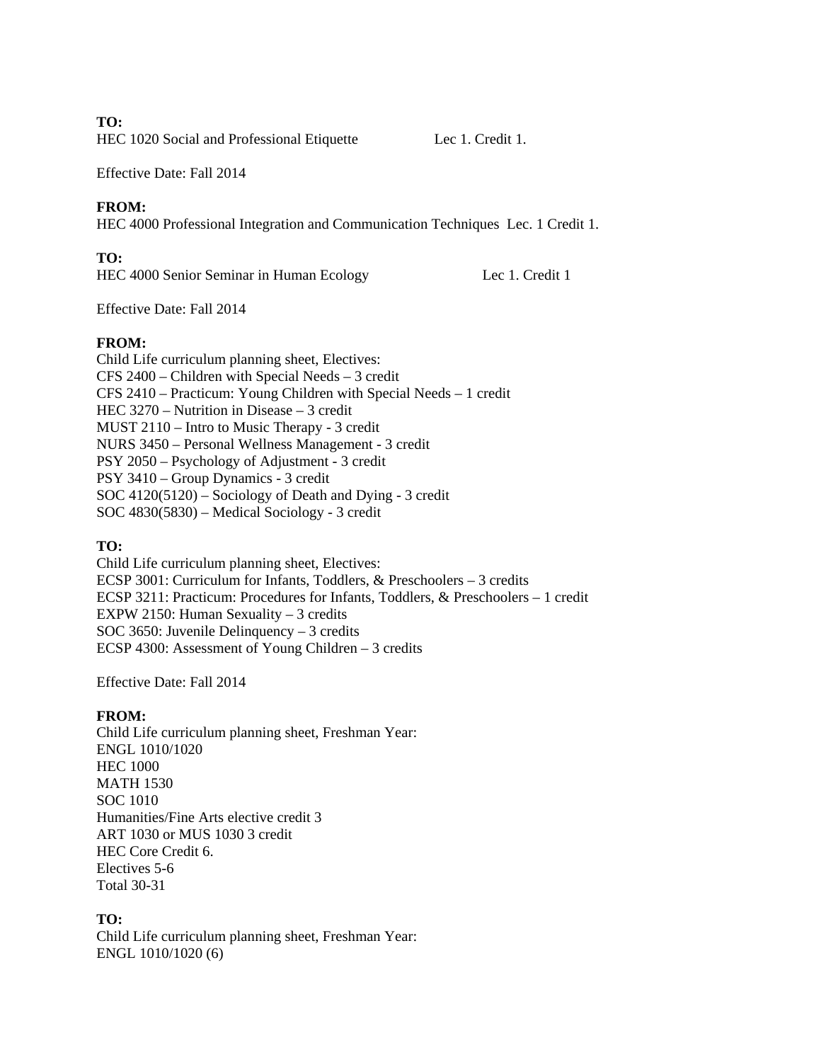**TO:**
HEC 1020 Social and Professional Etiquette Lec 1. Credit 1.

Effective Date: Fall 2014

**FROM:**
HEC 4000 Professional Integration and Communication Techniques Lec. 1 Credit 1.

**TO:**
HEC 4000 Senior Seminar in Human Ecology Lec 1. Credit 1

Effective Date: Fall 2014

**FROM:**
Child Life curriculum planning sheet, Electives:
CFS 2400 – Children with Special Needs – 3 credit
CFS 2410 – Practicum: Young Children with Special Needs – 1 credit
HEC 3270 – Nutrition in Disease – 3 credit
MUST 2110 – Intro to Music Therapy - 3 credit
NURS 3450 – Personal Wellness Management - 3 credit
PSY 2050 – Psychology of Adjustment - 3 credit
PSY 3410 – Group Dynamics - 3 credit
SOC 4120(5120) – Sociology of Death and Dying - 3 credit
SOC 4830(5830) – Medical Sociology - 3 credit

**TO:**
Child Life curriculum planning sheet, Electives:
ECSP 3001: Curriculum for Infants, Toddlers, & Preschoolers – 3 credits
ECSP 3211: Practicum: Procedures for Infants, Toddlers, & Preschoolers – 1 credit
EXPW 2150: Human Sexuality – 3 credits
SOC 3650: Juvenile Delinquency – 3 credits
ECSP 4300: Assessment of Young Children – 3 credits

Effective Date: Fall 2014

**FROM:**
Child Life curriculum planning sheet, Freshman Year:
ENGL 1010/1020
HEC 1000
MATH 1530
SOC 1010
Humanities/Fine Arts elective credit 3
ART 1030 or MUS 1030 3 credit
HEC Core Credit 6.
Electives 5-6
Total 30-31

**TO:**
Child Life curriculum planning sheet, Freshman Year:
ENGL 1010/1020 (6)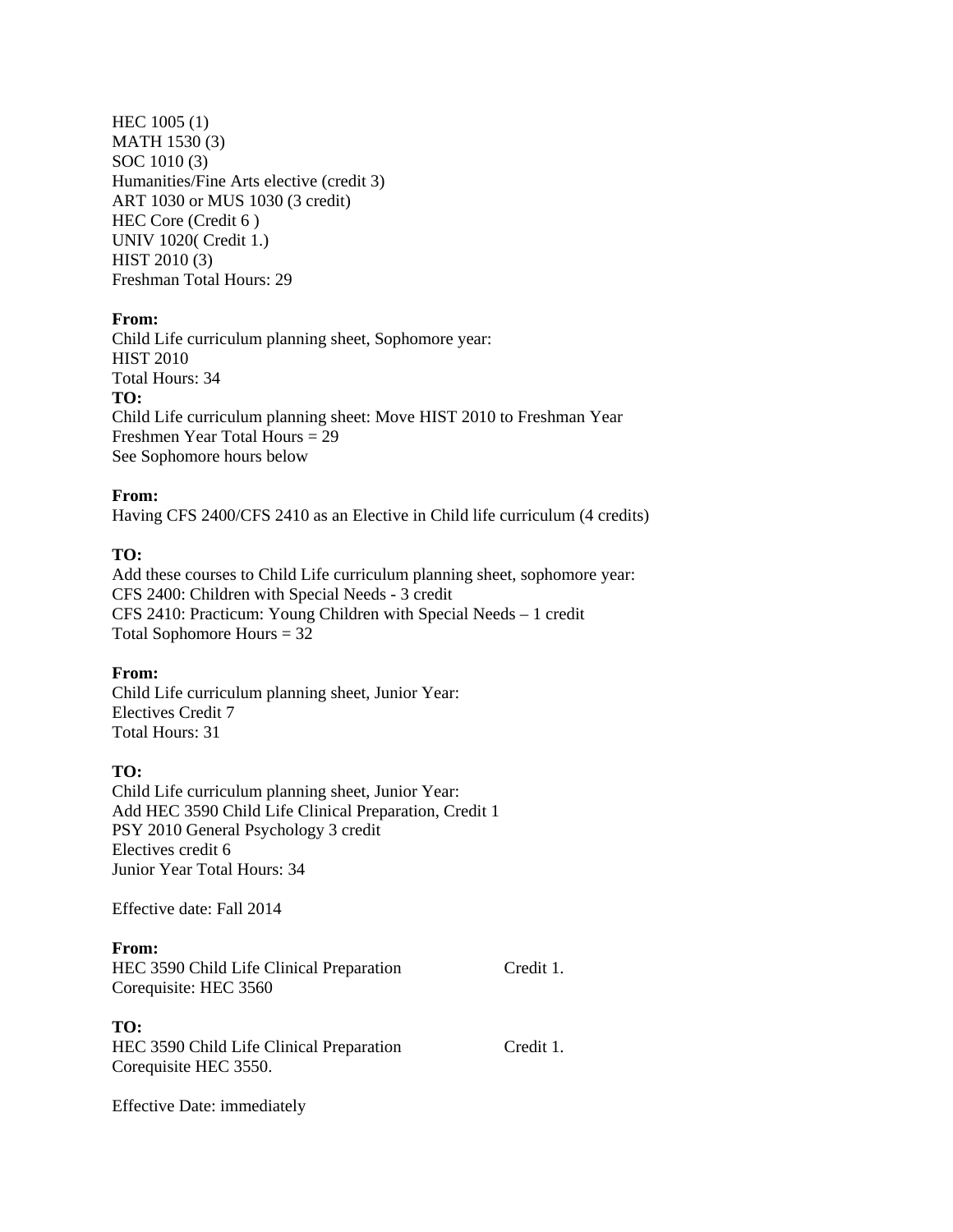HEC 1005 (1)
MATH 1530 (3)
SOC 1010 (3)
Humanities/Fine Arts elective (credit 3)
ART 1030 or MUS 1030 (3 credit)
HEC Core (Credit 6 )
UNIV 1020( Credit 1.)
HIST 2010 (3)
Freshman Total Hours: 29

**From:**
Child Life curriculum planning sheet, Sophomore year:
HIST 2010
Total Hours: 34
**TO:**
Child Life curriculum planning sheet: Move HIST 2010 to Freshman Year
Freshmen Year Total Hours = 29
See Sophomore hours below

**From:**
Having CFS 2400/CFS 2410 as an Elective in Child life curriculum (4 credits)

**TO:**
Add these courses to Child Life curriculum planning sheet, sophomore year:
CFS 2400: Children with Special Needs - 3 credit
CFS 2410: Practicum: Young Children with Special Needs – 1 credit
Total Sophomore Hours = 32

**From:**
Child Life curriculum planning sheet, Junior Year:
Electives Credit 7
Total Hours: 31

**TO:**
Child Life curriculum planning sheet, Junior Year:
Add HEC 3590 Child Life Clinical Preparation, Credit 1
PSY 2010 General Psychology 3 credit
Electives credit 6
Junior Year Total Hours: 34

Effective date: Fall 2014

**From:**
HEC 3590 Child Life Clinical Preparation Credit 1.
Corequisite: HEC 3560

**TO:**
HEC 3590 Child Life Clinical Preparation Credit 1.
Corequisite HEC 3550.

Effective Date: immediately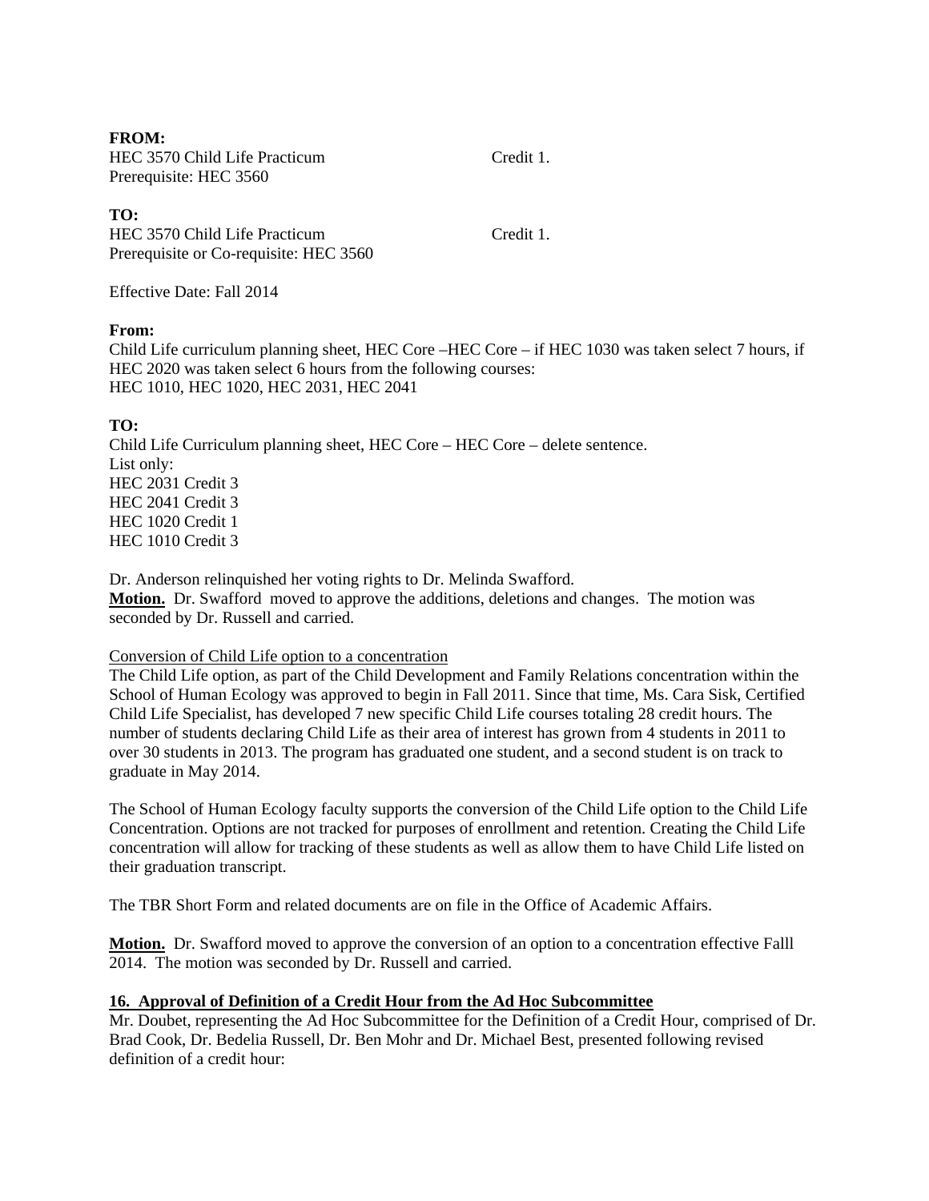**FROM:**
HEC 3570 Child Life Practicum Credit 1.
Prerequisite: HEC 3560

**TO:**
HEC 3570 Child Life Practicum Credit 1.
Prerequisite or Co-requisite: HEC 3560

Effective Date: Fall 2014

**From:**
Child Life curriculum planning sheet, HEC Core –HEC Core – if HEC 1030 was taken select 7 hours, if HEC 2020 was taken select 6 hours from the following courses:
HEC 1010, HEC 1020, HEC 2031, HEC 2041

**TO:**
Child Life Curriculum planning sheet, HEC Core – HEC Core – delete sentence.
List only:
HEC 2031 Credit 3
HEC 2041 Credit 3
HEC 1020 Credit 1
HEC 1010 Credit 3

Dr. Anderson relinquished her voting rights to Dr. Melinda Swafford.
**Motion.** Dr. Swafford moved to approve the additions, deletions and changes. The motion was seconded by Dr. Russell and carried.

<u>Conversion of Child Life option to a concentration</u>
The Child Life option, as part of the Child Development and Family Relations concentration within the School of Human Ecology was approved to begin in Fall 2011. Since that time, Ms. Cara Sisk, Certified Child Life Specialist, has developed 7 new specific Child Life courses totaling 28 credit hours. The number of students declaring Child Life as their area of interest has grown from 4 students in 2011 to over 30 students in 2013. The program has graduated one student, and a second student is on track to graduate in May 2014.

The School of Human Ecology faculty supports the conversion of the Child Life option to the Child Life Concentration. Options are not tracked for purposes of enrollment and retention. Creating the Child Life concentration will allow for tracking of these students as well as allow them to have Child Life listed on their graduation transcript.

The TBR Short Form and related documents are on file in the Office of Academic Affairs.

**Motion.** Dr. Swafford moved to approve the conversion of an option to a concentration effective Falll 2014. The motion was seconded by Dr. Russell and carried.

**16. Approval of Definition of a Credit Hour from the Ad Hoc Subcommittee**
Mr. Doubet, representing the Ad Hoc Subcommittee for the Definition of a Credit Hour, comprised of Dr. Brad Cook, Dr. Bedelia Russell, Dr. Ben Mohr and Dr. Michael Best, presented following revised definition of a credit hour: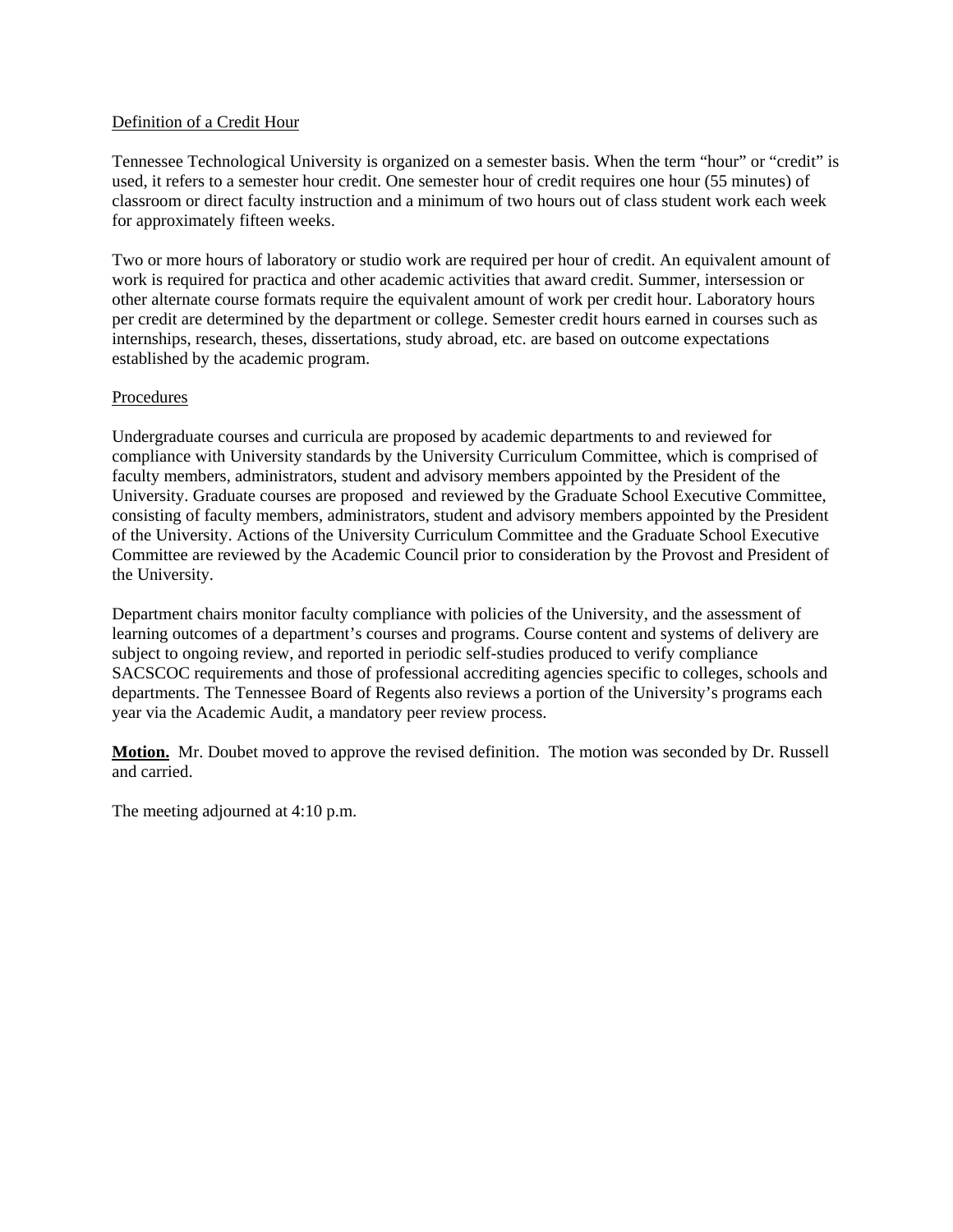Definition of a Credit Hour

Tennessee Technological University is organized on a semester basis. When the term "hour" or "credit" is used, it refers to a semester hour credit. One semester hour of credit requires one hour (55 minutes) of classroom or direct faculty instruction and a minimum of two hours out of class student work each week for approximately fifteen weeks.

Two or more hours of laboratory or studio work are required per hour of credit. An equivalent amount of work is required for practica and other academic activities that award credit. Summer, intersession or other alternate course formats require the equivalent amount of work per credit hour. Laboratory hours per credit are determined by the department or college. Semester credit hours earned in courses such as internships, research, theses, dissertations, study abroad, etc. are based on outcome expectations established by the academic program.

Procedures

Undergraduate courses and curricula are proposed by academic departments to and reviewed for compliance with University standards by the University Curriculum Committee, which is comprised of faculty members, administrators, student and advisory members appointed by the President of the University. Graduate courses are proposed and reviewed by the Graduate School Executive Committee, consisting of faculty members, administrators, student and advisory members appointed by the President of the University. Actions of the University Curriculum Committee and the Graduate School Executive Committee are reviewed by the Academic Council prior to consideration by the Provost and President of the University.

Department chairs monitor faculty compliance with policies of the University, and the assessment of learning outcomes of a department's courses and programs. Course content and systems of delivery are subject to ongoing review, and reported in periodic self-studies produced to verify compliance SACSCOC requirements and those of professional accrediting agencies specific to colleges, schools and departments. The Tennessee Board of Regents also reviews a portion of the University's programs each year via the Academic Audit, a mandatory peer review process.

**Motion.** Mr. Doubet moved to approve the revised definition. The motion was seconded by Dr. Russell and carried.

The meeting adjourned at 4:10 p.m.